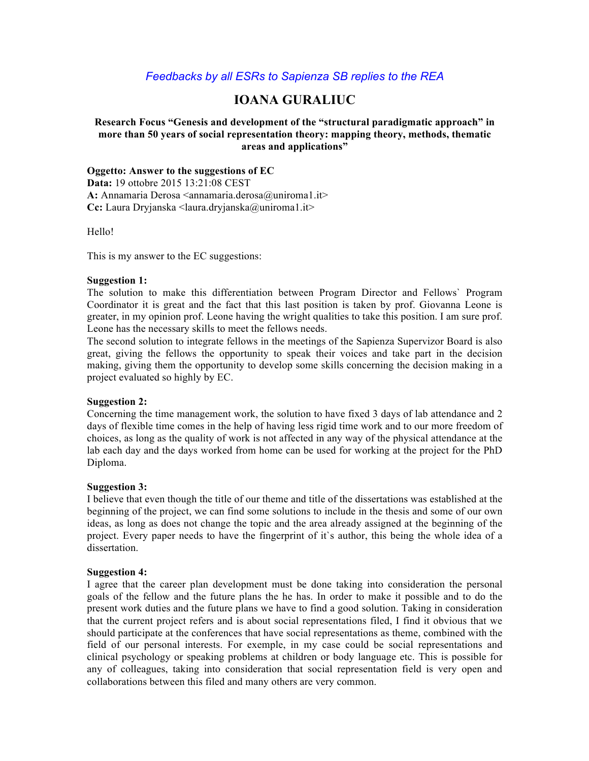*Feedbacks by all ESRs to Sapienza SB replies to the REA*

# IOANA GURALIUC

**Research Focus "Genesis and development of the "structural paradigmatic approach" in more than 50 years of social representation theory: mapping theory, methods, thematic areas and applications"**

**Oggetto: Answer to the suggestions of EC**
**Data:** 19 ottobre 2015 13:21:08 CEST
**A:** Annamaria Derosa <annamaria.derosa@uniroma1.it>
**Cc:** Laura Dryjanska <laura.dryjanska@uniroma1.it>

Hello!

This is my answer to the EC suggestions:

**Suggestion 1:**
The solution to make this differentiation between Program Director and Fellows` Program Coordinator it is great and the fact that this last position is taken by prof. Giovanna Leone is greater, in my opinion prof. Leone having the wright qualities to take this position. I am sure prof. Leone has the necessary skills to meet the fellows needs.
The second solution to integrate fellows in the meetings of the Sapienza Supervizor Board is also great, giving the fellows the opportunity to speak their voices and take part in the decision making, giving them the opportunity to develop some skills concerning the decision making in a project evaluated so highly by EC.

**Suggestion 2:**
Concerning the time management work, the solution to have fixed 3 days of lab attendance and 2 days of flexible time comes in the help of having less rigid time work and to our more freedom of choices, as long as the quality of work is not affected in any way of the physical attendance at the lab each day and the days worked from home can be used for working at the project for the PhD Diploma.

**Suggestion 3:**
I believe that even though the title of our theme and title of the dissertations was established at the beginning of the project, we can find some solutions to include in the thesis and some of our own ideas, as long as does not change the topic and the area already assigned at the beginning of the project. Every paper needs to have the fingerprint of it`s author, this being the whole idea of a dissertation.

**Suggestion 4:**
I agree that the career plan development must be done taking into consideration the personal goals of the fellow and the future plans the he has. In order to make it possible and to do the present work duties and the future plans we have to find a good solution. Taking in consideration that the current project refers and is about social representations filed, I find it obvious that we should participate at the conferences that have social representations as theme, combined with the field of our personal interests. For exemple, in my case could be social representations and clinical psychology or speaking problems at children or body language etc. This is possible for any of colleagues, taking into consideration that social representation field is very open and collaborations between this filed and many others are very common.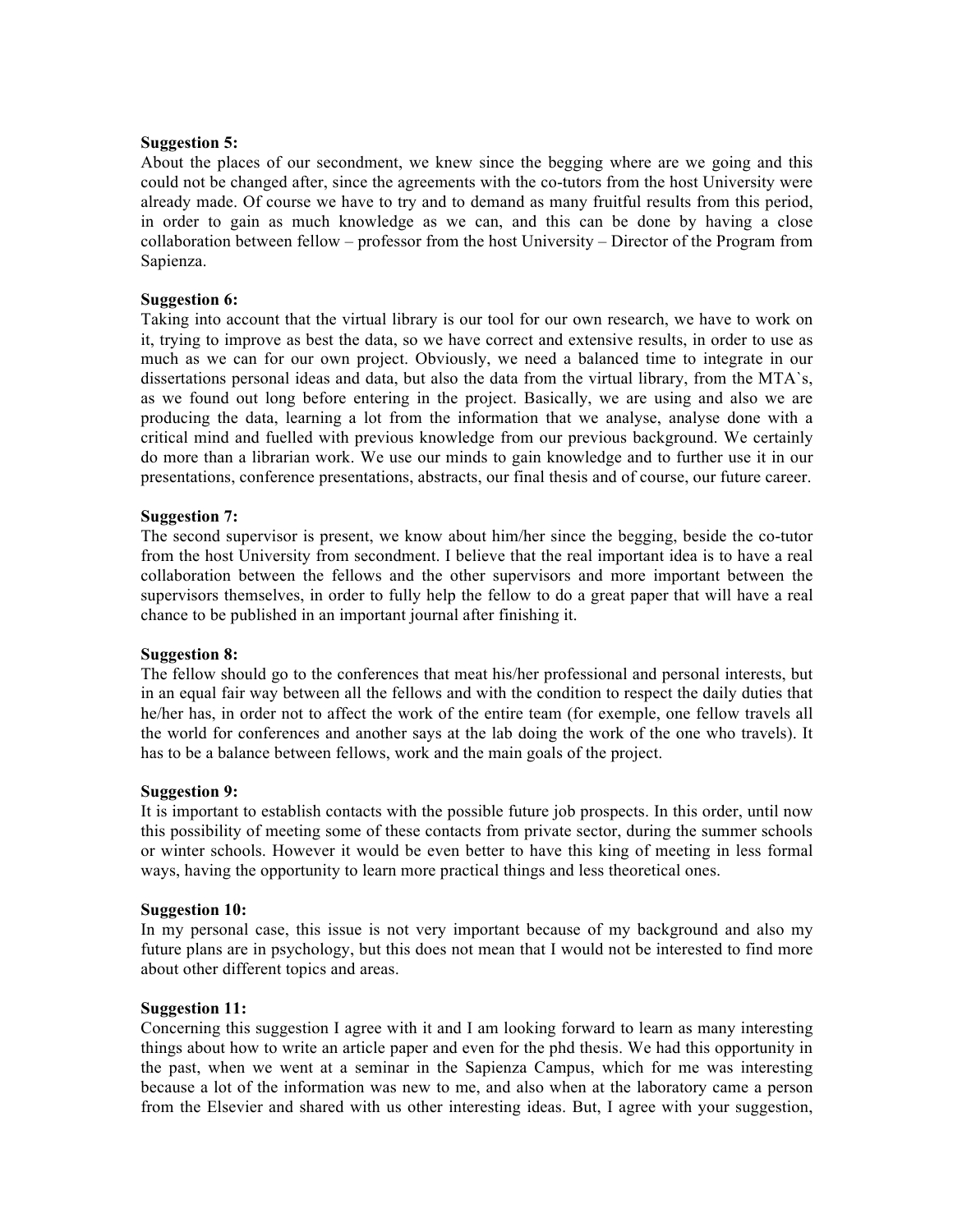**Suggestion 5:**
About the places of our secondment, we knew since the begging where are we going and this could not be changed after, since the agreements with the co-tutors from the host University were already made. Of course we have to try and to demand as many fruitful results from this period, in order to gain as much knowledge as we can, and this can be done by having a close collaboration between fellow – professor from the host University – Director of the Program from Sapienza.

**Suggestion 6:**
Taking into account that the virtual library is our tool for our own research, we have to work on it, trying to improve as best the data, so we have correct and extensive results, in order to use as much as we can for our own project. Obviously, we need a balanced time to integrate in our dissertations personal ideas and data, but also the data from the virtual library, from the MTA`s, as we found out long before entering in the project. Basically, we are using and also we are producing the data, learning a lot from the information that we analyse, analyse done with a critical mind and fuelled with previous knowledge from our previous background. We certainly do more than a librarian work. We use our minds to gain knowledge and to further use it in our presentations, conference presentations, abstracts, our final thesis and of course, our future career.

**Suggestion 7:**
The second supervisor is present, we know about him/her since the begging, beside the co-tutor from the host University from secondment. I believe that the real important idea is to have a real collaboration between the fellows and the other supervisors and more important between the supervisors themselves, in order to fully help the fellow to do a great paper that will have a real chance to be published in an important journal after finishing it.

**Suggestion 8:**
The fellow should go to the conferences that meat his/her professional and personal interests, but in an equal fair way between all the fellows and with the condition to respect the daily duties that he/her has, in order not to affect the work of the entire team (for exemple, one fellow travels all the world for conferences and another says at the lab doing the work of the one who travels). It has to be a balance between fellows, work and the main goals of the project.

**Suggestion 9:**
It is important to establish contacts with the possible future job prospects. In this order, until now this possibility of meeting some of these contacts from private sector, during the summer schools or winter schools. However it would be even better to have this king of meeting in less formal ways, having the opportunity to learn more practical things and less theoretical ones.

**Suggestion 10:**
In my personal case, this issue is not very important because of my background and also my future plans are in psychology, but this does not mean that I would not be interested to find more about other different topics and areas.

**Suggestion 11:**
Concerning this suggestion I agree with it and I am looking forward to learn as many interesting things about how to write an article paper and even for the phd thesis. We had this opportunity in the past, when we went at a seminar in the Sapienza Campus, which for me was interesting because a lot of the information was new to me, and also when at the laboratory came a person from the Elsevier and shared with us other interesting ideas. But, I agree with your suggestion,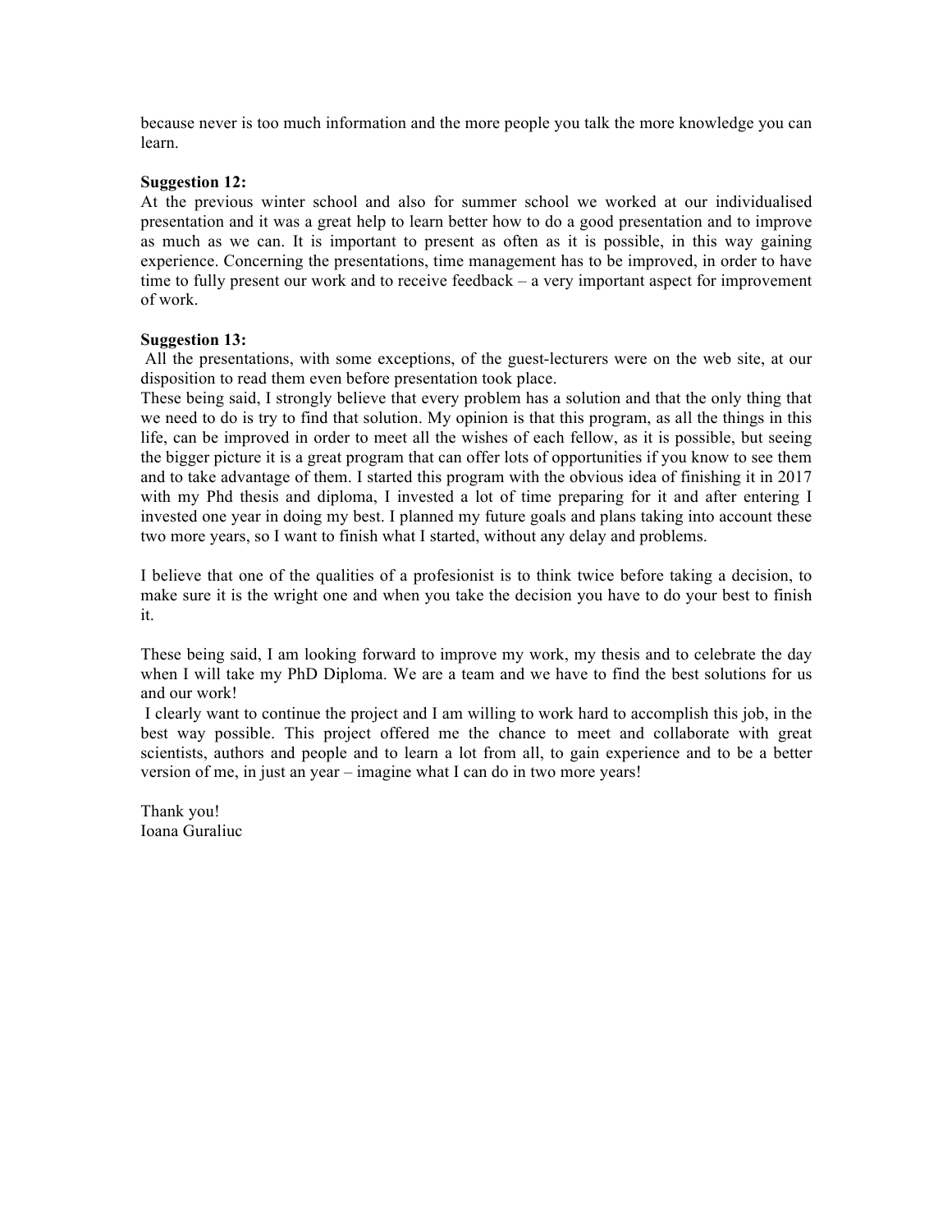because never is too much information and the more people you talk the more knowledge you can learn.

**Suggestion 12:**
At the previous winter school and also for summer school we worked at our individualised presentation and it was a great help to learn better how to do a good presentation and to improve as much as we can. It is important to present as often as it is possible, in this way gaining experience. Concerning the presentations, time management has to be improved, in order to have time to fully present our work and to receive feedback – a very important aspect for improvement of work.

**Suggestion 13:**
All the presentations, with some exceptions, of the guest-lecturers were on the web site, at our disposition to read them even before presentation took place.
These being said, I strongly believe that every problem has a solution and that the only thing that we need to do is try to find that solution. My opinion is that this program, as all the things in this life, can be improved in order to meet all the wishes of each fellow, as it is possible, but seeing the bigger picture it is a great program that can offer lots of opportunities if you know to see them and to take advantage of them. I started this program with the obvious idea of finishing it in 2017 with my Phd thesis and diploma, I invested a lot of time preparing for it and after entering I invested one year in doing my best. I planned my future goals and plans taking into account these two more years, so I want to finish what I started, without any delay and problems.

I believe that one of the qualities of a profesionist is to think twice before taking a decision, to make sure it is the wright one and when you take the decision you have to do your best to finish it.

These being said, I am looking forward to improve my work, my thesis and to celebrate the day when I will take my PhD Diploma. We are a team and we have to find the best solutions for us and our work!
I clearly want to continue the project and I am willing to work hard to accomplish this job, in the best way possible. This project offered me the chance to meet and collaborate with great scientists, authors and people and to learn a lot from all, to gain experience and to be a better version of me, in just an year – imagine what I can do in two more years!

Thank you!
Ioana Guraliuc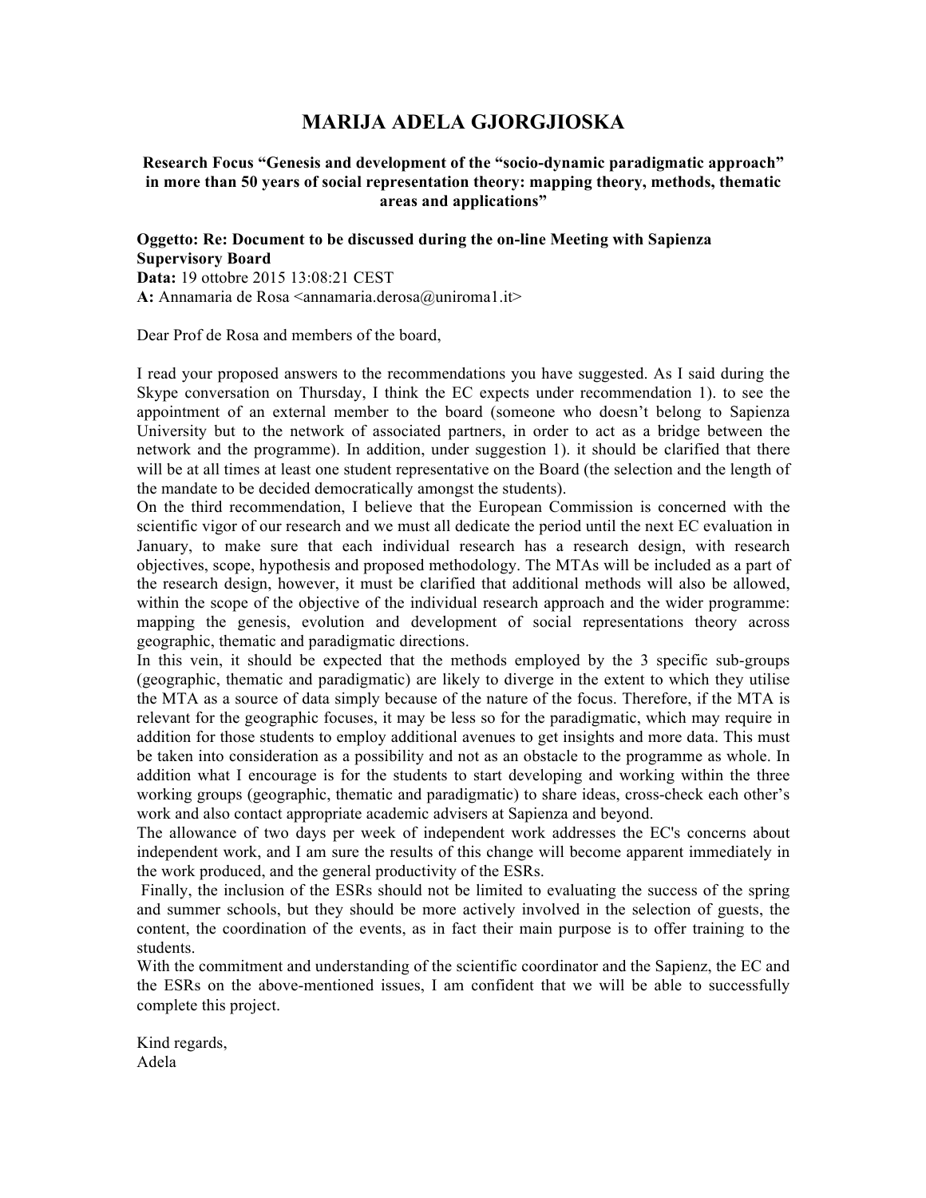# MARIJA ADELA GJORGJIOSKA

**Research Focus "Genesis and development of the "socio-dynamic paradigmatic approach" in more than 50 years of social representation theory: mapping theory, methods, thematic areas and applications"**

**Oggetto: Re: Document to be discussed during the on-line Meeting with Sapienza Supervisory Board**
**Data:** 19 ottobre 2015 13:08:21 CEST
**A:** Annamaria de Rosa <annamaria.derosa@uniroma1.it>

Dear Prof de Rosa and members of the board,

I read your proposed answers to the recommendations you have suggested. As I said during the Skype conversation on Thursday, I think the EC expects under recommendation 1). to see the appointment of an external member to the board (someone who doesn't belong to Sapienza University but to the network of associated partners, in order to act as a bridge between the network and the programme). In addition, under suggestion 1). it should be clarified that there will be at all times at least one student representative on the Board (the selection and the length of the mandate to be decided democratically amongst the students).

On the third recommendation, I believe that the European Commission is concerned with the scientific vigor of our research and we must all dedicate the period until the next EC evaluation in January, to make sure that each individual research has a research design, with research objectives, scope, hypothesis and proposed methodology. The MTAs will be included as a part of the research design, however, it must be clarified that additional methods will also be allowed, within the scope of the objective of the individual research approach and the wider programme: mapping the genesis, evolution and development of social representations theory across geographic, thematic and paradigmatic directions.

In this vein, it should be expected that the methods employed by the 3 specific sub-groups (geographic, thematic and paradigmatic) are likely to diverge in the extent to which they utilise the MTA as a source of data simply because of the nature of the focus. Therefore, if the MTA is relevant for the geographic focuses, it may be less so for the paradigmatic, which may require in addition for those students to employ additional avenues to get insights and more data. This must be taken into consideration as a possibility and not as an obstacle to the programme as whole. In addition what I encourage is for the students to start developing and working within the three working groups (geographic, thematic and paradigmatic) to share ideas, cross-check each other's work and also contact appropriate academic advisers at Sapienza and beyond.

The allowance of two days per week of independent work addresses the EC's concerns about independent work, and I am sure the results of this change will become apparent immediately in the work produced, and the general productivity of the ESRs.

Finally, the inclusion of the ESRs should not be limited to evaluating the success of the spring and summer schools, but they should be more actively involved in the selection of guests, the content, the coordination of the events, as in fact their main purpose is to offer training to the students.

With the commitment and understanding of the scientific coordinator and the Sapienz, the EC and the ESRs on the above-mentioned issues, I am confident that we will be able to successfully complete this project.

Kind regards,
Adela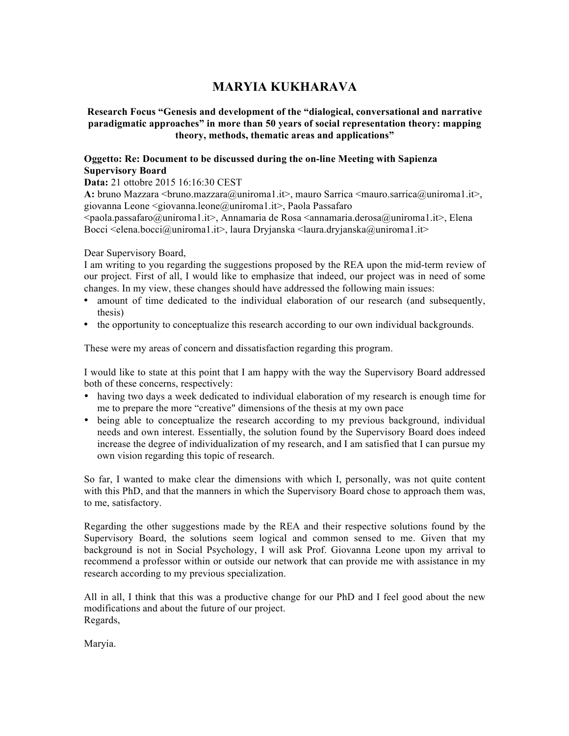# MARYIA KUKHARAVA

**Research Focus "Genesis and development of the "dialogical, conversational and narrative paradigmatic approaches" in more than 50 years of social representation theory: mapping theory, methods, thematic areas and applications"**

**Oggetto: Re: Document to be discussed during the on-line Meeting with Sapienza Supervisory Board**
**Data:** 21 ottobre 2015 16:16:30 CEST
**A:** bruno Mazzara <bruno.mazzara@uniroma1.it>, mauro Sarrica <mauro.sarrica@uniroma1.it>, giovanna Leone <giovanna.leone@uniroma1.it>, Paola Passafaro <paola.passafaro@uniroma1.it>, Annamaria de Rosa <annamaria.derosa@uniroma1.it>, Elena Bocci <elena.bocci@uniroma1.it>, laura Dryjanska <laura.dryjanska@uniroma1.it>

Dear Supervisory Board,
I am writing to you regarding the suggestions proposed by the REA upon the mid-term review of our project. First of all, I would like to emphasize that indeed, our project was in need of some changes. In my view, these changes should have addressed the following main issues:

- amount of time dedicated to the individual elaboration of our research (and subsequently, thesis)
- the opportunity to conceptualize this research according to our own individual backgrounds.

These were my areas of concern and dissatisfaction regarding this program.

I would like to state at this point that I am happy with the way the Supervisory Board addressed both of these concerns, respectively:

- having two days a week dedicated to individual elaboration of my research is enough time for me to prepare the more "creative" dimensions of the thesis at my own pace
- being able to conceptualize the research according to my previous background, individual needs and own interest. Essentially, the solution found by the Supervisory Board does indeed increase the degree of individualization of my research, and I am satisfied that I can pursue my own vision regarding this topic of research.

So far, I wanted to make clear the dimensions with which I, personally, was not quite content with this PhD, and that the manners in which the Supervisory Board chose to approach them was, to me, satisfactory.

Regarding the other suggestions made by the REA and their respective solutions found by the Supervisory Board, the solutions seem logical and common sensed to me. Given that my background is not in Social Psychology, I will ask Prof. Giovanna Leone upon my arrival to recommend a professor within or outside our network that can provide me with assistance in my research according to my previous specialization.

All in all, I think that this was a productive change for our PhD and I feel good about the new modifications and about the future of our project.
Regards,

Maryia.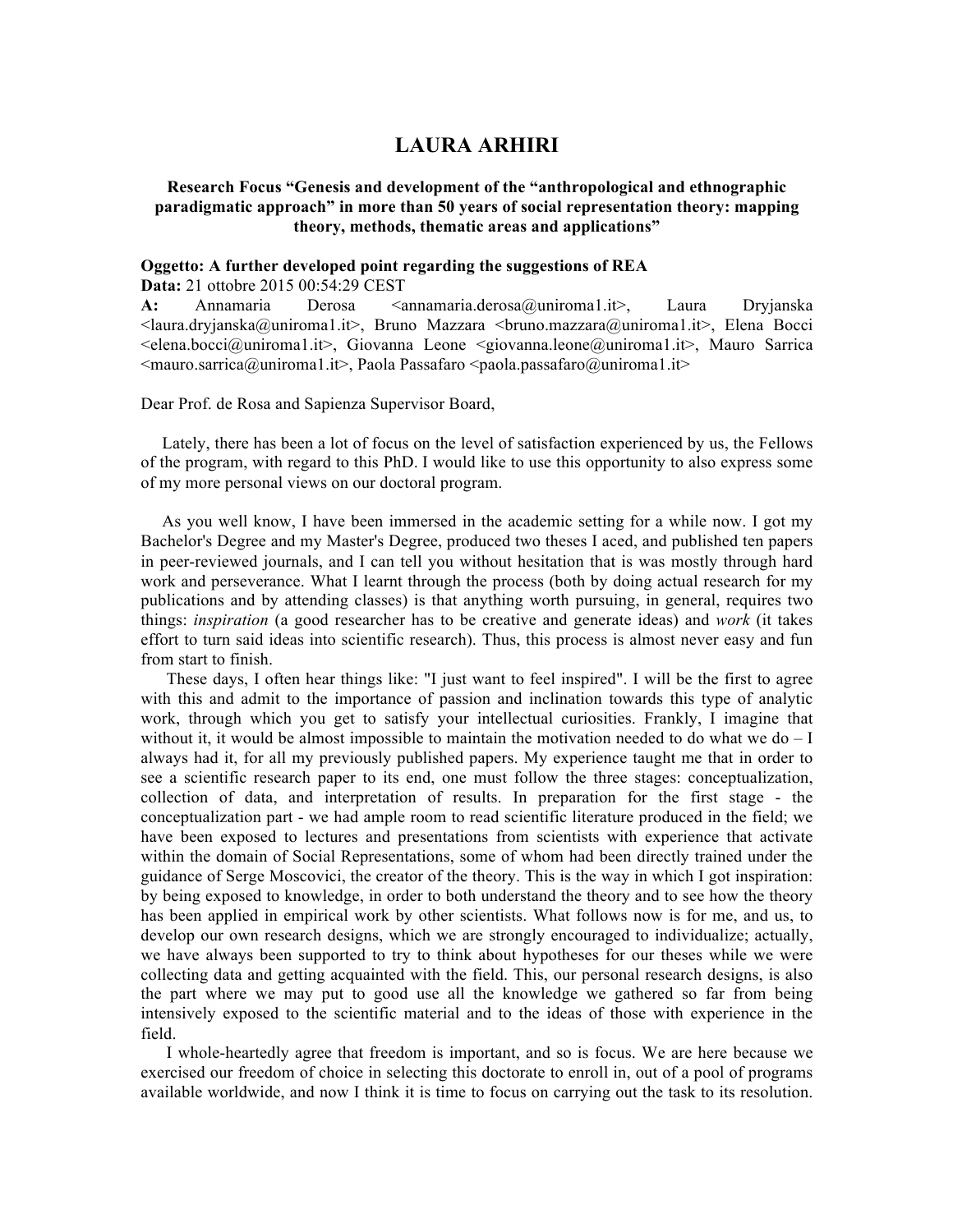# LAURA ARHIRI

**Research Focus "Genesis and development of the "anthropological and ethnographic paradigmatic approach" in more than 50 years of social representation theory: mapping theory, methods, thematic areas and applications"**

**Oggetto: A further developed point regarding the suggestions of REA**
**Data:** 21 ottobre 2015 00:54:29 CEST
**A:** Annamaria Derosa <annamaria.derosa@uniroma1.it>, Laura Dryjanska <laura.dryjanska@uniroma1.it>, Bruno Mazzara <bruno.mazzara@uniroma1.it>, Elena Bocci <elena.bocci@uniroma1.it>, Giovanna Leone <giovanna.leone@uniroma1.it>, Mauro Sarrica <mauro.sarrica@uniroma1.it>, Paola Passafaro <paola.passafaro@uniroma1.it>

Dear Prof. de Rosa and Sapienza Supervisor Board,

Lately, there has been a lot of focus on the level of satisfaction experienced by us, the Fellows of the program, with regard to this PhD. I would like to use this opportunity to also express some of my more personal views on our doctoral program.

As you well know, I have been immersed in the academic setting for a while now. I got my Bachelor's Degree and my Master's Degree, produced two theses I aced, and published ten papers in peer-reviewed journals, and I can tell you without hesitation that is was mostly through hard work and perseverance. What I learnt through the process (both by doing actual research for my publications and by attending classes) is that anything worth pursuing, in general, requires two things: *inspiration* (a good researcher has to be creative and generate ideas) and *work* (it takes effort to turn said ideas into scientific research). Thus, this process is almost never easy and fun from start to finish.

These days, I often hear things like: "I just want to feel inspired". I will be the first to agree with this and admit to the importance of passion and inclination towards this type of analytic work, through which you get to satisfy your intellectual curiosities. Frankly, I imagine that without it, it would be almost impossible to maintain the motivation needed to do what we do – I always had it, for all my previously published papers. My experience taught me that in order to see a scientific research paper to its end, one must follow the three stages: conceptualization, collection of data, and interpretation of results. In preparation for the first stage - the conceptualization part - we had ample room to read scientific literature produced in the field; we have been exposed to lectures and presentations from scientists with experience that activate within the domain of Social Representations, some of whom had been directly trained under the guidance of Serge Moscovici, the creator of the theory. This is the way in which I got inspiration: by being exposed to knowledge, in order to both understand the theory and to see how the theory has been applied in empirical work by other scientists. What follows now is for me, and us, to develop our own research designs, which we are strongly encouraged to individualize; actually, we have always been supported to try to think about hypotheses for our theses while we were collecting data and getting acquainted with the field. This, our personal research designs, is also the part where we may put to good use all the knowledge we gathered so far from being intensively exposed to the scientific material and to the ideas of those with experience in the field.

I whole-heartedly agree that freedom is important, and so is focus. We are here because we exercised our freedom of choice in selecting this doctorate to enroll in, out of a pool of programs available worldwide, and now I think it is time to focus on carrying out the task to its resolution.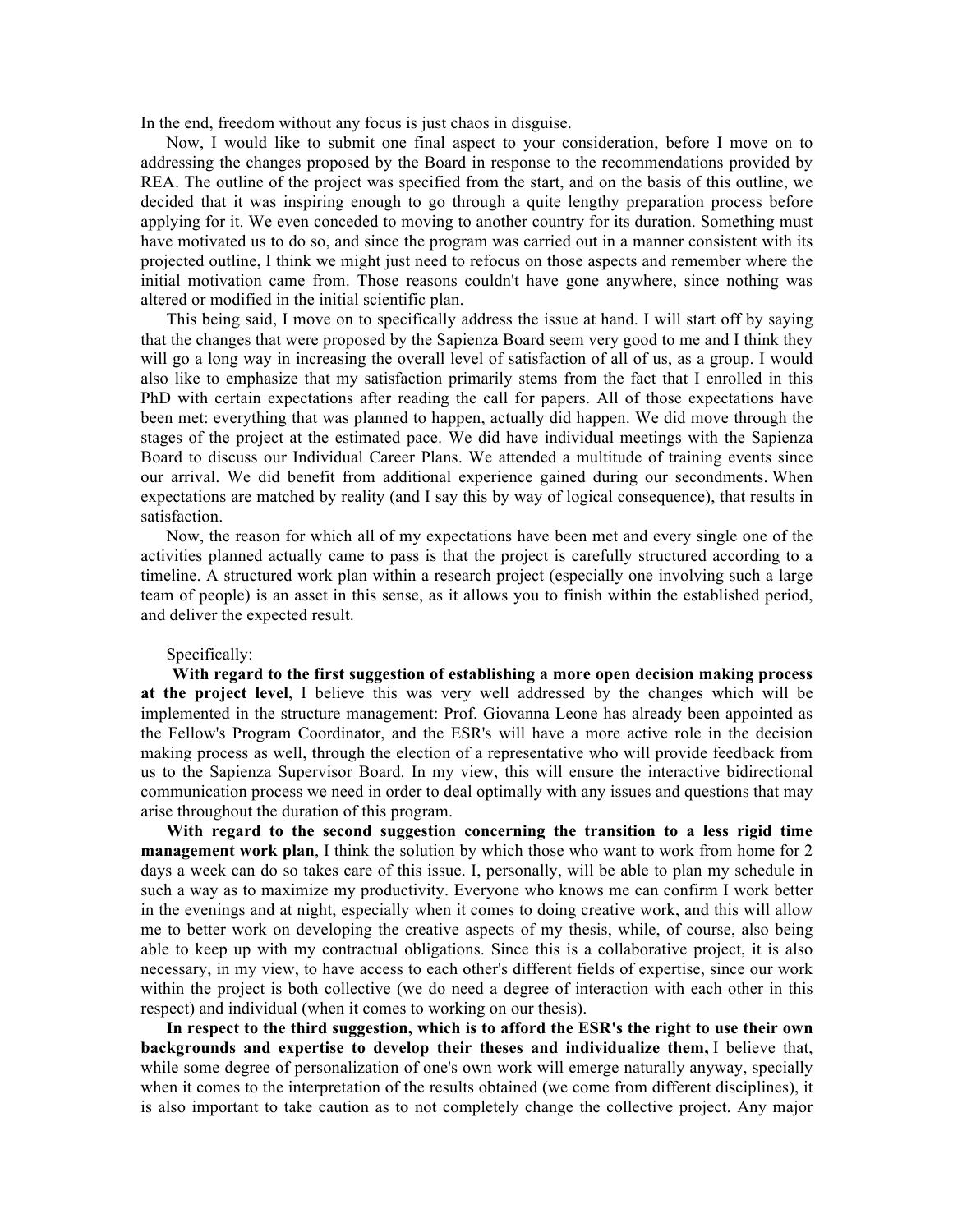In the end, freedom without any focus is just chaos in disguise.

Now, I would like to submit one final aspect to your consideration, before I move on to addressing the changes proposed the Board in response to the recommendations provided by REA. The outline of the project was specified from the start, and on the basis of this outline, we decided that it was inspiring enough to go through a quite lengthy preparation process before applying for it. We even conceded to moving to another country for its duration. Something must have motivated us to do so, and since the program was carried out in a manner consistent with its projected outline, I think we might just need to refocus on those aspects and remember where the initial motivation came from. Those reasons couldn't have gone anywhere, since nothing was altered or modified in the initial scientific plan.

This being said, I move on to specifically address the issue at hand. I will start off by saying that the changes that were proposed by the Sapienza Board seem very good to me and I think they will go a long way in increasing the overall level of satisfaction of all of us, as a group. I would also like to emphasize that my satisfaction primarily stems from the fact that I enrolled in this PhD with certain expectations after reading the call for papers. All of those expectations have been met: everything that was planned to happen, actually did happen. We did move through the stages of the project at the estimated pace. We did have individual meetings with the Sapienza Board to discuss our Individual Career Plans. We attended a multitude of training events since our arrival. We did benefit from additional experience gained during our secondments. When expectations are matched by reality (and I say this by way of logical consequence), that results in satisfaction.

Now, the reason for which all of my expectations have been met and every single one of the activities planned actually came to pass is that the project is carefully structured according to a timeline. A structured work plan within a research project (especially one involving such a large team of people) is an asset in this sense, as it allows you to finish within the established period, and deliver the expected result.

Specifically:

**With regard to the first suggestion of establishing a more open decision making process at the project level**, I believe this was very well addressed by the changes which will be implemented in the structure management: Prof. Giovanna Leone has already been appointed as the Fellow's Program Coordinator, and the ESR's will have a more active role in the decision making process as well, through the election of a representative who will provide feedback from us to the Sapienza Supervisor Board. In my view, this will ensure the interactive bidirectional communication process we need in order to deal optimally with any issues and questions that may arise throughout the duration of this program.

**With regard to the second suggestion concerning the transition to a less rigid time management work plan**, I think the solution by which those who want to work from home for 2 days a week can do so takes care of this issue. I, personally, will be able to plan my schedule in such a way as to maximize my productivity. Everyone who knows me can confirm I work better in the evenings and at night, especially when it comes to doing creative work, and this will allow me to better work on developing the creative aspects of my thesis, while, of course, also being able to keep up with my contractual obligations. Since this is a collaborative project, it is also necessary, in my view, to have access to each other's different fields of expertise, since our work within the project is both collective (we do need a degree of interaction with each other in this respect) and individual (when it comes to working on our thesis).

**In respect to the third suggestion, which is to afford the ESR's the right to use their own backgrounds and expertise to develop their theses and individualize them,** I believe that, while some degree of personalization of one's own work will emerge naturally anyway, specially when it comes to the interpretation of the results obtained (we come from different disciplines), it is also important to take caution as to not completely change the collective project. Any major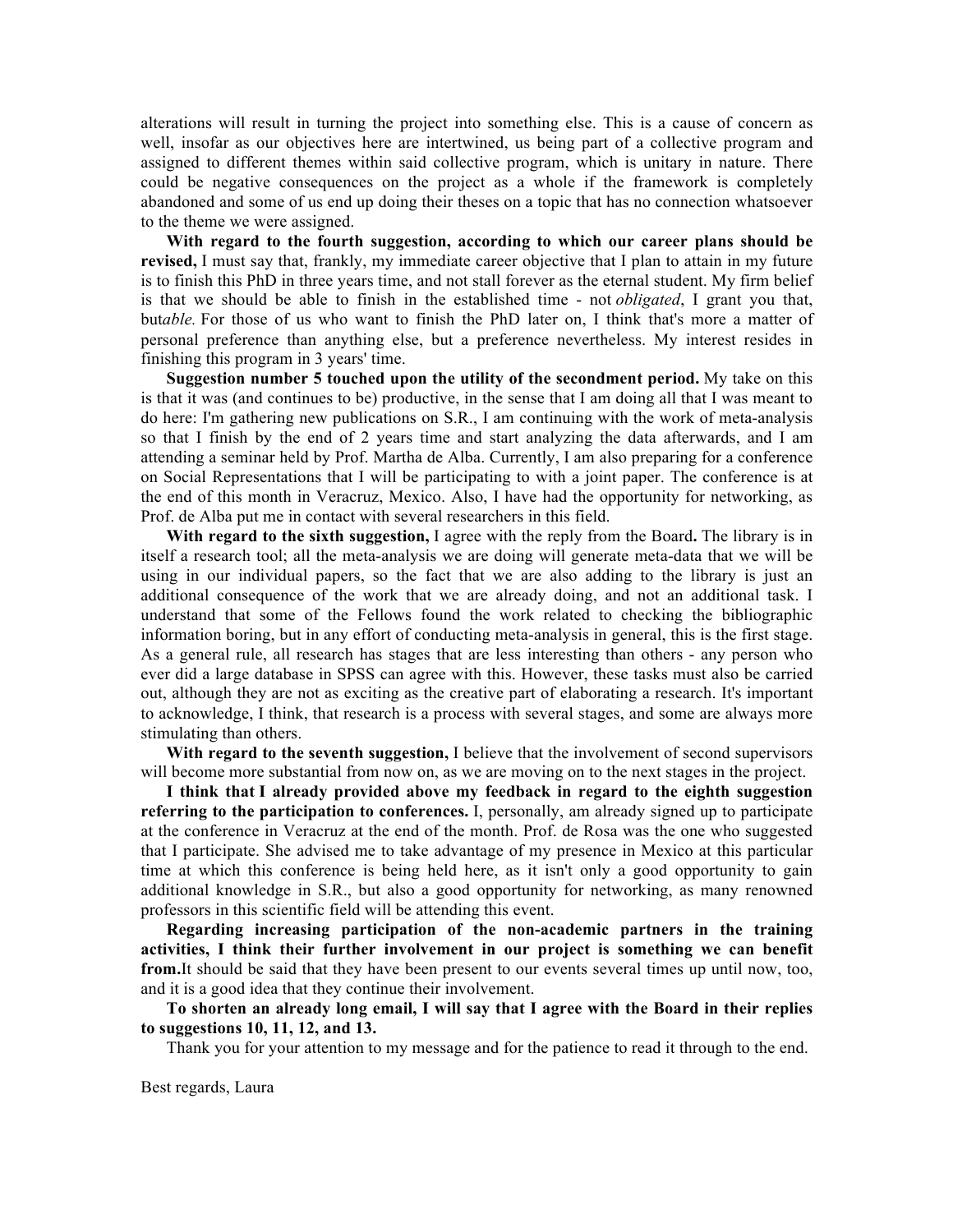alterations will result in turning the project into something else. This is a cause of concern as well, insofar as our objectives here are intertwined, us being part of a collective program and assigned to different themes within said collective program, which is unitary in nature. There could be negative consequences on the project as a whole if the framework is completely abandoned and some of us end up doing their theses on a topic that has no connection whatsoever to the theme we were assigned.

**With regard to the fourth suggestion, according to which our career plans should be revised,** I must say that, frankly, my immediate career objective that I plan to attain in my future is to finish this PhD in three years time, and not stall forever as the eternal student. My firm belief is that we should be able to finish in the established time - not *obligated*, I grant you that, but*able.* For those of us who want to finish the PhD later on, I think that's more a matter of personal preference than anything else, but a preference nevertheless. My interest resides in finishing this program in 3 years' time.

**Suggestion number 5 touched upon the utility of the secondment period.** My take on this is that it was (and continues to be) productive, in the sense that I am doing all that I was meant to do here: I'm gathering new publications on S.R., I am continuing with the work of meta-analysis so that I finish by the end of 2 years time and start analyzing the data afterwards, and I am attending a seminar held by Prof. Martha de Alba. Currently, I am also preparing for a conference on Social Representations that I will be participating to with a joint paper. The conference is at the end of this month in Veracruz, Mexico. Also, I have had the opportunity for networking, as Prof. de Alba put me in contact with several researchers in this field.

**With regard to the sixth suggestion,** I agree with the reply from the Board**.** The library is in itself a research tool; all the meta-analysis we are doing will generate meta-data that we will be using in our individual papers, so the fact that we are also adding to the library is just an additional consequence of the work that we are already doing, and not an additional task. I understand that some of the Fellows found the work related to checking the bibliographic information boring, but in any effort of conducting meta-analysis in general, this is the first stage. As a general rule, all research has stages that are less interesting than others - any person who ever did a large database in SPSS can agree with this. However, these tasks must also be carried out, although they are not as exciting as the creative part of elaborating a research. It's important to acknowledge, I think, that research is a process with several stages, and some are always more stimulating than others.

**With regard to the seventh suggestion,** I believe that the involvement of second supervisors will become more substantial from now on, as we are moving on to the next stages in the project.

**I think that I already provided above my feedback in regard to the eighth suggestion referring to the participation to conferences.** I, personally, am already signed up to participate at the conference in Veracruz at the end of the month. Prof. de Rosa was the one who suggested that I participate. She advised me to take advantage of my presence in Mexico at this particular time at which this conference is being held here, as it isn't only a good opportunity to gain additional knowledge in S.R., but also a good opportunity for networking, as many renowned professors in this scientific field will be attending this event.

**Regarding increasing participation of the non-academic partners in the training activities, I think their further involvement in our project is something we can benefit from.**It should be said that they have been present to our events several times up until now, too, and it is a good idea that they continue their involvement.

**To shorten an already long email, I will say that I agree with the Board in their replies to suggestions 10, 11, 12, and 13.**

Thank you for your attention to my message and for the patience to read it through to the end.

Best regards, Laura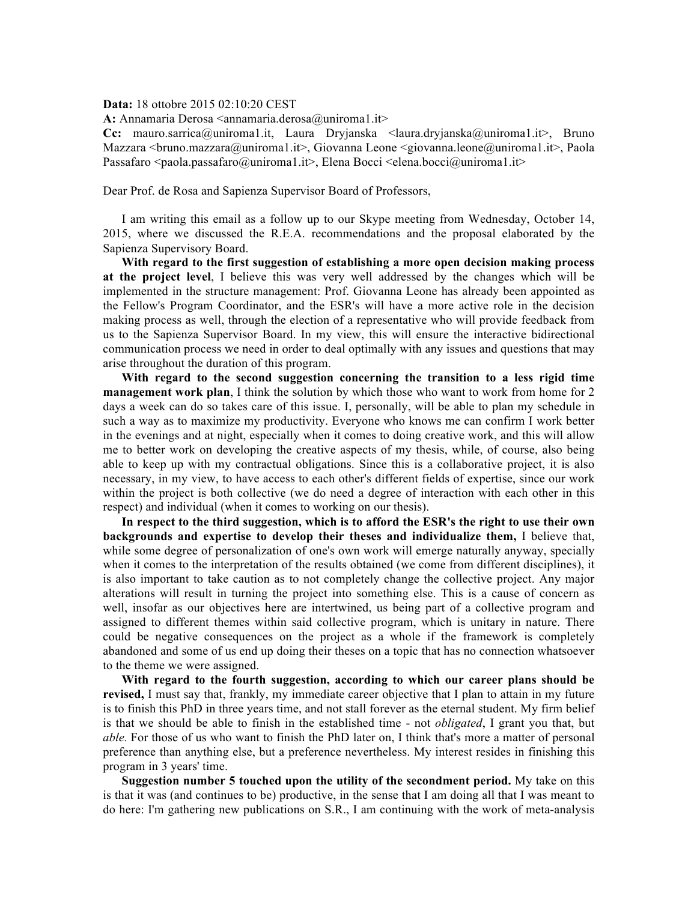**Data:** 18 ottobre 2015 02:10:20 CEST
**A:** Annamaria Derosa <annamaria.derosa@uniroma1.it>
**Cc:** mauro.sarrica@uniroma1.it, Laura Dryjanska <laura.dryjanska@uniroma1.it>, Bruno Mazzara <bruno.mazzara@uniroma1.it>, Giovanna Leone <giovanna.leone@uniroma1.it>, Paola Passafaro <paola.passafaro@uniroma1.it>, Elena Bocci <elena.bocci@uniroma1.it>

Dear Prof. de Rosa and Sapienza Supervisor Board of Professors,

I am writing this email as a follow up to our Skype meeting from Wednesday, October 14, 2015, where we discussed the R.E.A. recommendations and the proposal elaborated by the Sapienza Supervisory Board.

**With regard to the first suggestion of establishing a more open decision making process at the project level**, I believe this was very well addressed by the changes which will be implemented in the structure management: Prof. Giovanna Leone has already been appointed as the Fellow's Program Coordinator, and the ESR's will have a more active role in the decision making process as well, through the election of a representative who will provide feedback from us to the Sapienza Supervisor Board. In my view, this will ensure the interactive bidirectional communication process we need in order to deal optimally with any issues and questions that may arise throughout the duration of this program.

**With regard to the second suggestion concerning the transition to a less rigid time management work plan**, I think the solution by which those who want to work from home for 2 days a week can do so takes care of this issue. I, personally, will be able to plan my schedule in such a way as to maximize my productivity. Everyone who knows me can confirm I work better in the evenings and at night, especially when it comes to doing creative work, and this will allow me to better work on developing the creative aspects of my thesis, while, of course, also being able to keep up with my contractual obligations. Since this is a collaborative project, it is also necessary, in my view, to have access to each other's different fields of expertise, since our work within the project is both collective (we do need a degree of interaction with each other in this respect) and individual (when it comes to working on our thesis).

**In respect to the third suggestion, which is to afford the ESR's the right to use their own backgrounds and expertise to develop their theses and individualize them,** I believe that, while some degree of personalization of one's own work will emerge naturally anyway, specially when it comes to the interpretation of the results obtained (we come from different disciplines), it is also important to take caution as to not completely change the collective project. Any major alterations will result in turning the project into something else. This is a cause of concern as well, insofar as our objectives here are intertwined, us being part of a collective program and assigned to different themes within said collective program, which is unitary in nature. There could be negative consequences on the project as a whole if the framework is completely abandoned and some of us end up doing their theses on a topic that has no connection whatsoever to the theme we were assigned.

**With regard to the fourth suggestion, according to which our career plans should be revised,** I must say that, frankly, my immediate career objective that I plan to attain in my future is to finish this PhD in three years time, and not stall forever as the eternal student. My firm belief is that we should be able to finish in the established time - not *obligated*, I grant you that, but *able.* For those of us who want to finish the PhD later on, I think that's more a matter of personal preference than anything else, but a preference nevertheless. My interest resides in finishing this program in 3 years' time.

**Suggestion number 5 touched upon the utility of the secondment period.** My take on this is that it was (and continues to be) productive, in the sense that I am doing all that I was meant to do here: I'm gathering new publications on S.R., I am continuing with the work of meta-analysis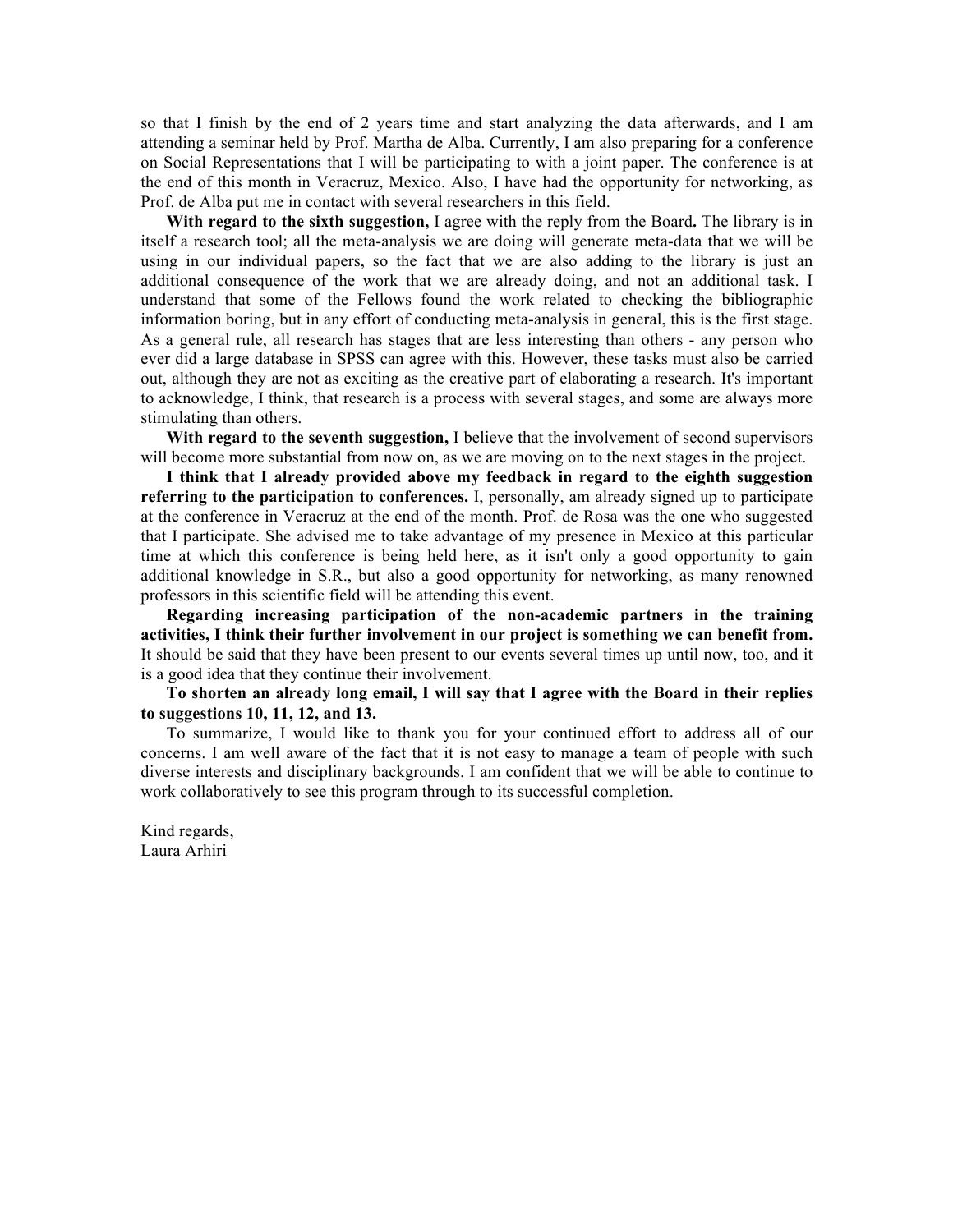so that I finish by the end of 2 years time and start analyzing the data afterwards, and I am attending a seminar held by Prof. Martha de Alba. Currently, I am also preparing for a conference on Social Representations that I will be participating to with a joint paper. The conference is at the end of this month in Veracruz, Mexico. Also, I have had the opportunity for networking, as Prof. de Alba put me in contact with several researchers in this field.

**With regard to the sixth suggestion,** I agree with the reply from the Board**.** The library is in itself a research tool; all the meta-analysis we are doing will generate meta-data that we will be using in our individual papers, so the fact that we are also adding to the library is just an additional consequence of the work that we are already doing, and not an additional task. I understand that some of the Fellows found the work related to checking the bibliographic information boring, but in any effort of conducting meta-analysis in general, this is the first stage. As a general rule, all research has stages that are less interesting than others - any person who ever did a large database in SPSS can agree with this. However, these tasks must also be carried out, although they are not as exciting as the creative part of elaborating a research. It's important to acknowledge, I think, that research is a process with several stages, and some are always more stimulating than others.

**With regard to the seventh suggestion,** I believe that the involvement of second supervisors will become more substantial from now on, as we are moving on to the next stages in the project.

**I think that I already provided above my feedback in regard to the eighth suggestion referring to the participation to conferences.** I, personally, am already signed up to participate at the conference in Veracruz at the end of the month. Prof. de Rosa was the one who suggested that I participate. She advised me to take advantage of my presence in Mexico at this particular time at which this conference is being held here, as it isn't only a good opportunity to gain additional knowledge in S.R., but also a good opportunity for networking, as many renowned professors in this scientific field will be attending this event.

**Regarding increasing participation of the non-academic partners in the training activities, I think their further involvement in our project is something we can benefit from.** It should be said that they have been present to our events several times up until now, too, and it is a good idea that they continue their involvement.

**To shorten an already long email, I will say that I agree with the Board in their replies to suggestions 10, 11, 12, and 13.**

To summarize, I would like to thank you for your continued effort to address all of our concerns. I am well aware of the fact that it is not easy to manage a team of people with such diverse interests and disciplinary backgrounds. I am confident that we will be able to continue to work collaboratively to see this program through to its successful completion.

Kind regards,
Laura Arhiri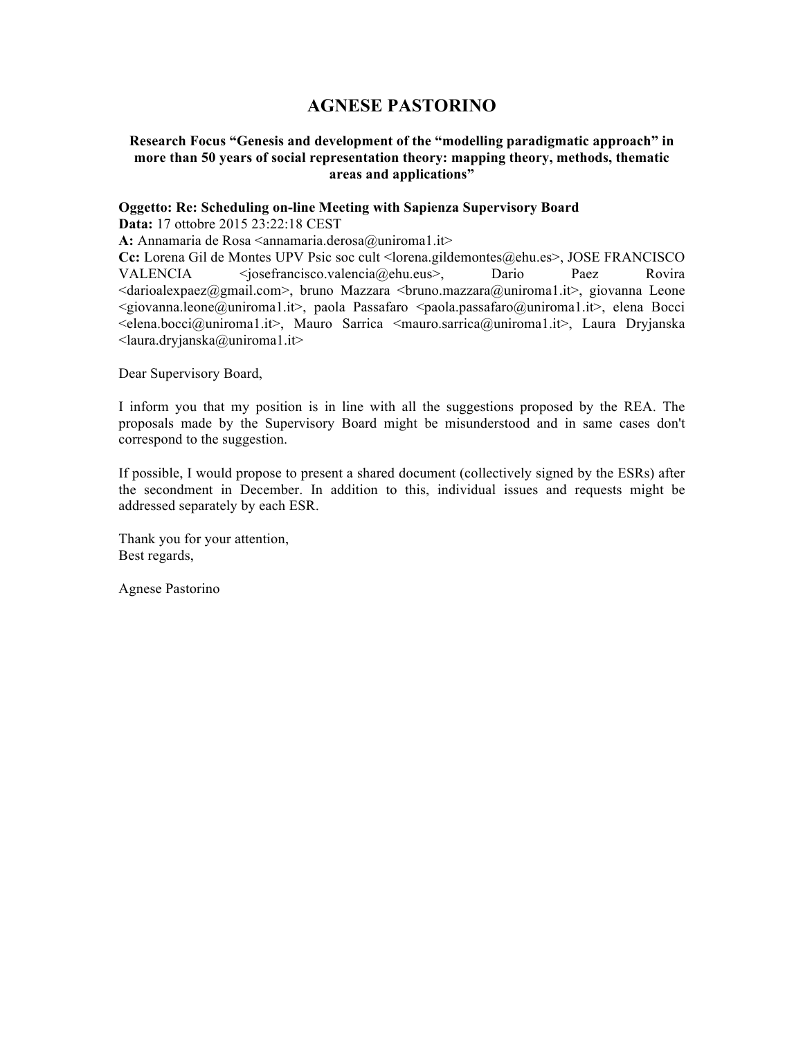# AGNESE PASTORINO

**Research Focus "Genesis and development of the "modelling paradigmatic approach" in more than 50 years of social representation theory: mapping theory, methods, thematic areas and applications"**

**Oggetto: Re: Scheduling on-line Meeting with Sapienza Supervisory Board**
**Data:** 17 ottobre 2015 23:22:18 CEST
**A:** Annamaria de Rosa <annamaria.derosa@uniroma1.it>
**Cc:** Lorena Gil de Montes UPV Psic soc cult <lorena.gildemontes@ehu.es>, JOSE FRANCISCO VALENCIA <josefrancisco.valencia@ehu.eus>, Dario Paez Rovira <darioalexpaez@gmail.com>, bruno Mazzara <bruno.mazzara@uniroma1.it>, giovanna Leone <giovanna.leone@uniroma1.it>, paola Passafaro <paola.passafaro@uniroma1.it>, elena Bocci <elena.bocci@uniroma1.it>, Mauro Sarrica <mauro.sarrica@uniroma1.it>, Laura Dryjanska <laura.dryjanska@uniroma1.it>

Dear Supervisory Board,

I inform you that my position is in line with all the suggestions proposed by the REA. The proposals made by the Supervisory Board might be misunderstood and in same cases don't correspond to the suggestion.

If possible, I would propose to present a shared document (collectively signed by the ESRs) after the secondment in December. In addition to this, individual issues and requests might be addressed separately by each ESR.

Thank you for your attention,
Best regards,

Agnese Pastorino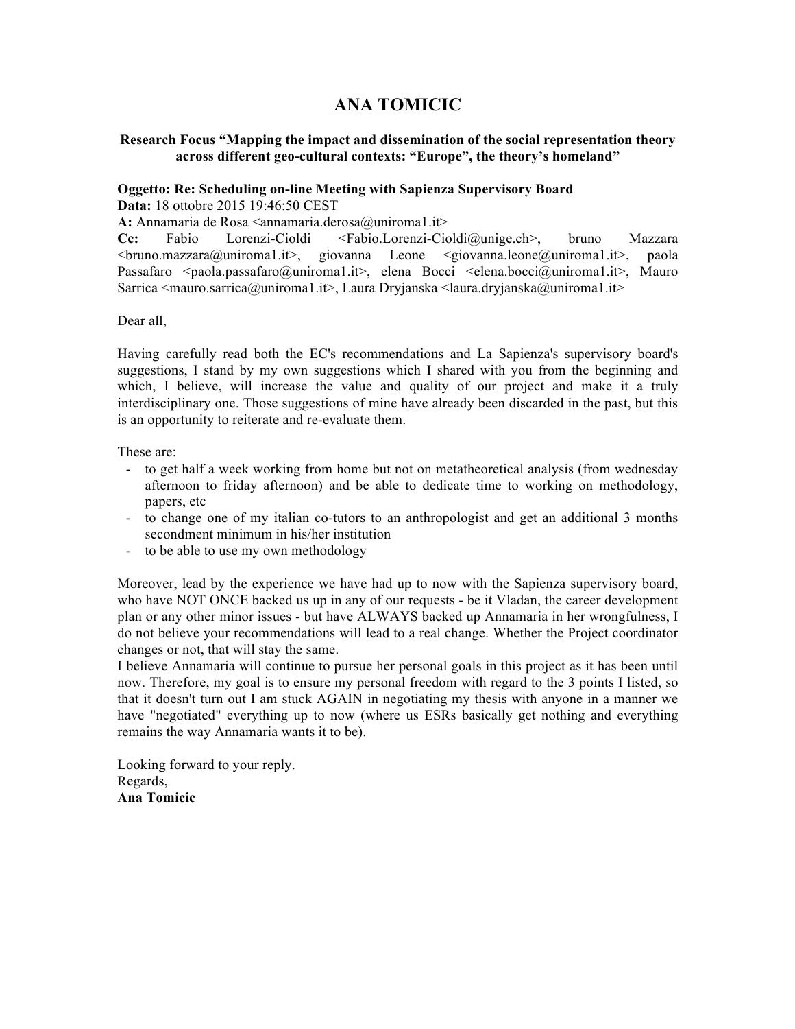# ANA TOMICIC

**Research Focus "Mapping the impact and dissemination of the social representation theory across different geo-cultural contexts: "Europe", the theory's homeland"**

**Oggetto: Re: Scheduling on-line Meeting with Sapienza Supervisory Board**
**Data:** 18 ottobre 2015 19:46:50 CEST
**A:** Annamaria de Rosa <annamaria.derosa@uniroma1.it>
**Cc:** Fabio Lorenzi-Cioldi <Fabio.Lorenzi-Cioldi@unige.ch>, bruno Mazzara <bruno.mazzara@uniroma1.it>, giovanna Leone <giovanna.leone@uniroma1.it>, paola Passafaro <paola.passafaro@uniroma1.it>, elena Bocci <elena.bocci@uniroma1.it>, Mauro Sarrica <mauro.sarrica@uniroma1.it>, Laura Dryjanska <laura.dryjanska@uniroma1.it>

Dear all,

Having carefully read both the EC's recommendations and La Sapienza's supervisory board's suggestions, I stand by my own suggestions which I shared with you from the beginning and which, I believe, will increase the value and quality of our project and make it a truly interdisciplinary one. Those suggestions of mine have already been discarded in the past, but this is an opportunity to reiterate and re-evaluate them.

These are:

- to get half a week working from home but not on metatheoretical analysis (from wednesday afternoon to friday afternoon) and be able to dedicate time to working on methodology, papers, etc
- to change one of my italian co-tutors to an anthropologist and get an additional 3 months secondment minimum in his/her institution
- to be able to use my own methodology

Moreover, lead by the experience we have had up to now with the Sapienza supervisory board, who have NOT ONCE backed us up in any of our requests - be it Vladan, the career development plan or any other minor issues - but have ALWAYS backed up Annamaria in her wrongfulness, I do not believe your recommendations will lead to a real change. Whether the Project coordinator changes or not, that will stay the same.
I believe Annamaria will continue to pursue her personal goals in this project as it has been until now. Therefore, my goal is to ensure my personal freedom with regard to the 3 points I listed, so that it doesn't turn out I am stuck AGAIN in negotiating my thesis with anyone in a manner we have "negotiated" everything up to now (where us ESRs basically get nothing and everything remains the way Annamaria wants it to be).

Looking forward to your reply.
Regards,
**Ana Tomicic**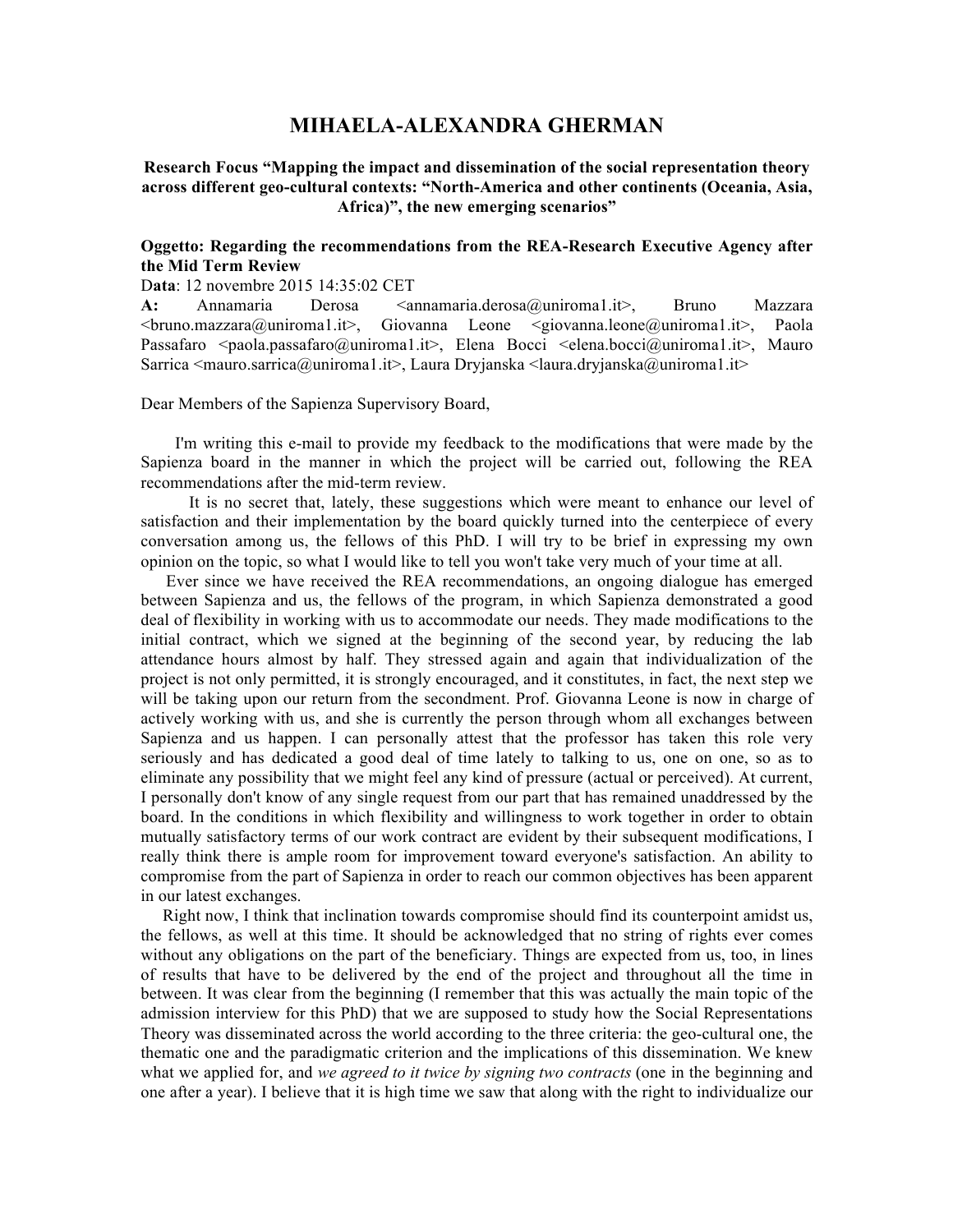# MIHAELA-ALEXANDRA GHERMAN

**Research Focus "Mapping the impact and dissemination of the social representation theory across different geo-cultural contexts: "North-America and other continents (Oceania, Asia, Africa)", the new emerging scenarios"**

**Oggetto: Regarding the recommendations from the REA-Research Executive Agency after the Mid Term Review**

D**ata**: 12 novembre 2015 14:35:02 CET

**A:** Annamaria Derosa <annamaria.derosa@uniroma1.it>, Bruno Mazzara <bruno.mazzara@uniroma1.it>, Giovanna Leone <giovanna.leone@uniroma1.it>, Paola Passafaro <paola.passafaro@uniroma1.it>, Elena Bocci <elena.bocci@uniroma1.it>, Mauro Sarrica <mauro.sarrica@uniroma1.it>, Laura Dryjanska <laura.dryjanska@uniroma1.it>

Dear Members of the Sapienza Supervisory Board,

I'm writing this e-mail to provide my feedback to the modifications that were made by the Sapienza board in the manner in which the project will be carried out, following the REA recommendations after the mid-term review.

It is no secret that, lately, these suggestions which were meant to enhance our level of satisfaction and their implementation by the board quickly turned into the centerpiece of every conversation among us, the fellows of this PhD. I will try to be brief in expressing my own opinion on the topic, so what I would like to tell you won't take very much of your time at all.

Ever since we have received the REA recommendations, an ongoing dialogue has emerged between Sapienza and us, the fellows of the program, in which Sapienza demonstrated a good deal of flexibility in working with us to accommodate our needs. They made modifications to the initial contract, which we signed at the beginning of the second year, by reducing the lab attendance hours almost by half. They stressed again and again that individualization of the project is not only permitted, it is strongly encouraged, and it constitutes, in fact, the next step we will be taking upon our return from the secondment. Prof. Giovanna Leone is now in charge of actively working with us, and she is currently the person through whom all exchanges between Sapienza and us happen. I can personally attest that the professor has taken this role very seriously and has dedicated a good deal of time lately to talking to us, one on one, so as to eliminate any possibility that we might feel any kind of pressure (actual or perceived). At current, I personally don't know of any single request from our part that has remained unaddressed by the board. In the conditions in which flexibility and willingness to work together in order to obtain mutually satisfactory terms of our work contract are evident by their subsequent modifications, I really think there is ample room for improvement toward everyone's satisfaction. An ability to compromise from the part of Sapienza in order to reach our common objectives has been apparent in our latest exchanges.

Right now, I think that inclination towards compromise should find its counterpoint amidst us, the fellows, as well at this time. It should be acknowledged that no string of rights ever comes without any obligations on the part of the beneficiary. Things are expected from us, too, in lines of results that have to be delivered by the end of the project and throughout all the time in between. It was clear from the beginning (I remember that this was actually the main topic of the admission interview for this PhD) that we are supposed to study how the Social Representations Theory was disseminated across the world according to the three criteria: the geo-cultural one, the thematic one and the paradigmatic criterion and the implications of this dissemination. We knew what we applied for, and *we agreed to it twice by signing two contracts* (one in the beginning and one after a year). I believe that it is high time we saw that along with the right to individualize our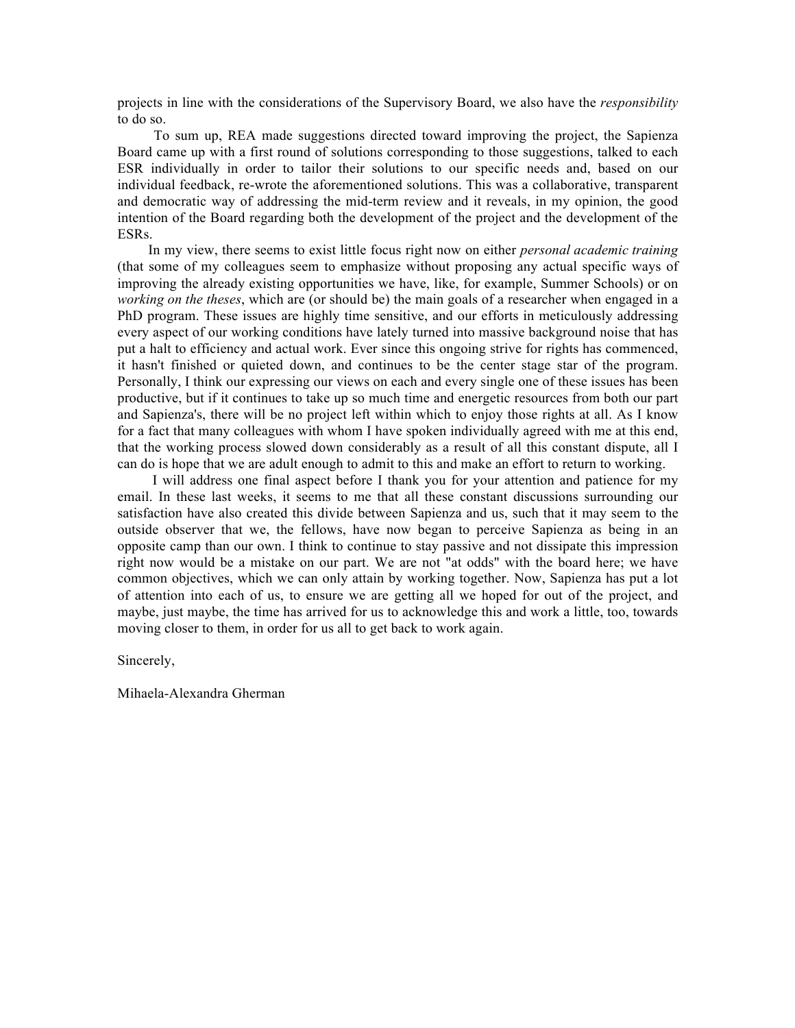projects in line with the considerations of the Supervisory Board, we also have the *responsibility* to do so.

To sum up, REA made suggestions directed toward improving the project, the Sapienza Board came up with a first round of solutions corresponding to those suggestions, talked to each ESR individually in order to tailor their solutions to our specific needs and, based on our individual feedback, re-wrote the aforementioned solutions. This was a collaborative, transparent and democratic way of addressing the mid-term review and it reveals, in my opinion, the good intention of the Board regarding both the development of the project and the development of the ESRs.

In my view, there seems to exist little focus right now on either *personal academic training* (that some of my colleagues seem to emphasize without proposing any actual specific ways of improving the already existing opportunities we have, like, for example, Summer Schools) or on *working on the theses*, which are (or should be) the main goals of a researcher when engaged in a PhD program. These issues are highly time sensitive, and our efforts in meticulously addressing every aspect of our working conditions have lately turned into massive background noise that has put a halt to efficiency and actual work. Ever since this ongoing strive for rights has commenced, it hasn't finished or quieted down, and continues to be the center stage star of the program. Personally, I think our expressing our views on each and every single one of these issues has been productive, but if it continues to take up so much time and energetic resources from both our part and Sapienza's, there will be no project left within which to enjoy those rights at all. As I know for a fact that many colleagues with whom I have spoken individually agreed with me at this end, that the working process slowed down considerably as a result of all this constant dispute, all I can do is hope that we are adult enough to admit to this and make an effort to return to working.

I will address one final aspect before I thank you for your attention and patience for my email. In these last weeks, it seems to me that all these constant discussions surrounding our satisfaction have also created this divide between Sapienza and us, such that it may seem to the outside observer that we, the fellows, have now began to perceive Sapienza as being in an opposite camp than our own. I think to continue to stay passive and not dissipate this impression right now would be a mistake on our part. We are not "at odds" with the board here; we have common objectives, which we can only attain by working together. Now, Sapienza has put a lot of attention into each of us, to ensure we are getting all we hoped for out of the project, and maybe, just maybe, the time has arrived for us to acknowledge this and work a little, too, towards moving closer to them, in order for us all to get back to work again.

Sincerely,

Mihaela-Alexandra Gherman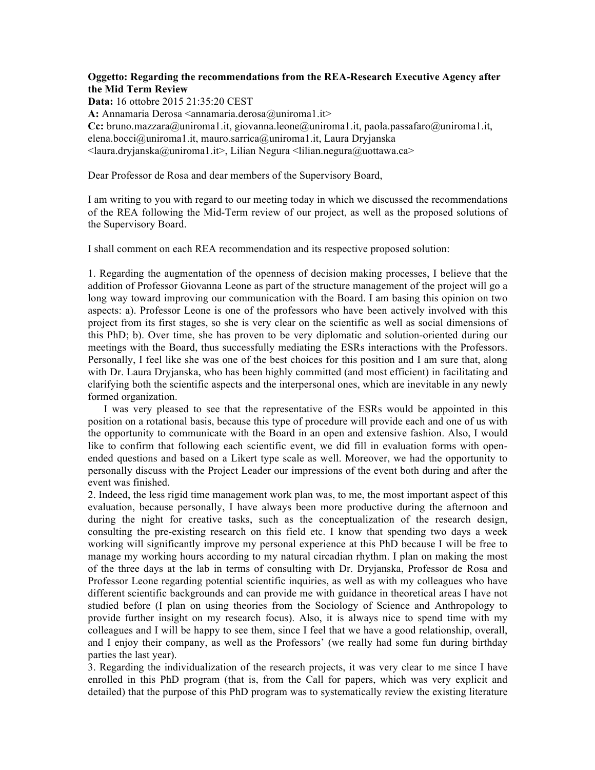**Oggetto: Regarding the recommendations from the REA-Research Executive Agency after the Mid Term Review**
**Data:** 16 ottobre 2015 21:35:20 CEST
**A:** Annamaria Derosa <annamaria.derosa@uniroma1.it>
**Cc:** bruno.mazzara@uniroma1.it, giovanna.leone@uniroma1.it, paola.passafaro@uniroma1.it, elena.bocci@uniroma1.it, mauro.sarrica@uniroma1.it, Laura Dryjanska <laura.dryjanska@uniroma1.it>, Lilian Negura <lilian.negura@uottawa.ca>

Dear Professor de Rosa and dear members of the Supervisory Board,

I am writing to you with regard to our meeting today in which we discussed the recommendations of the REA following the Mid-Term review of our project, as well as the proposed solutions of the Supervisory Board.

I shall comment on each REA recommendation and its respective proposed solution:

1. Regarding the augmentation of the openness of decision making processes, I believe that the addition of Professor Giovanna Leone as part of the structure management of the project will go a long way toward improving our communication with the Board. I am basing this opinion on two aspects: a). Professor Leone is one of the professors who have been actively involved with this project from its first stages, so she is very clear on the scientific as well as social dimensions of this PhD; b). Over time, she has proven to be very diplomatic and solution-oriented during our meetings with the Board, thus successfully mediating the ESRs interactions with the Professors. Personally, I feel like she was one of the best choices for this position and I am sure that, along with Dr. Laura Dryjanska, who has been highly committed (and most efficient) in facilitating and clarifying both the scientific aspects and the interpersonal ones, which are inevitable in any newly formed organization.
   I was very pleased to see that the representative of the ESRs would be appointed in this position on a rotational basis, because this type of procedure will provide each and one of us with the opportunity to communicate with the Board in an open and extensive fashion. Also, I would like to confirm that following each scientific event, we did fill in evaluation forms with open-ended questions and based on a Likert type scale as well. Moreover, we had the opportunity to personally discuss with the Project Leader our impressions of the event both during and after the event was finished.
2. Indeed, the less rigid time management work plan was, to me, the most important aspect of this evaluation, because personally, I have always been more productive during the afternoon and during the night for creative tasks, such as the conceptualization of the research design, consulting the pre-existing research on this field etc. I know that spending two days a week working will significantly improve my personal experience at this PhD because I will be free to manage my working hours according to my natural circadian rhythm. I plan on making the most of the three days at the lab in terms of consulting with Dr. Dryjanska, Professor de Rosa and Professor Leone regarding potential scientific inquiries, as well as with my colleagues who have different scientific backgrounds and can provide me with guidance in theoretical areas I have not studied before (I plan on using theories from the Sociology of Science and Anthropology to provide further insight on my research focus). Also, it is always nice to spend time with my colleagues and I will be happy to see them, since I feel that we have a good relationship, overall, and I enjoy their company, as well as the Professors' (we really had some fun during birthday parties the last year).
3. Regarding the individualization of the research projects, it was very clear to me since I have enrolled in this PhD program (that is, from the Call for papers, which was very explicit and detailed) that the purpose of this PhD program was to systematically review the existing literature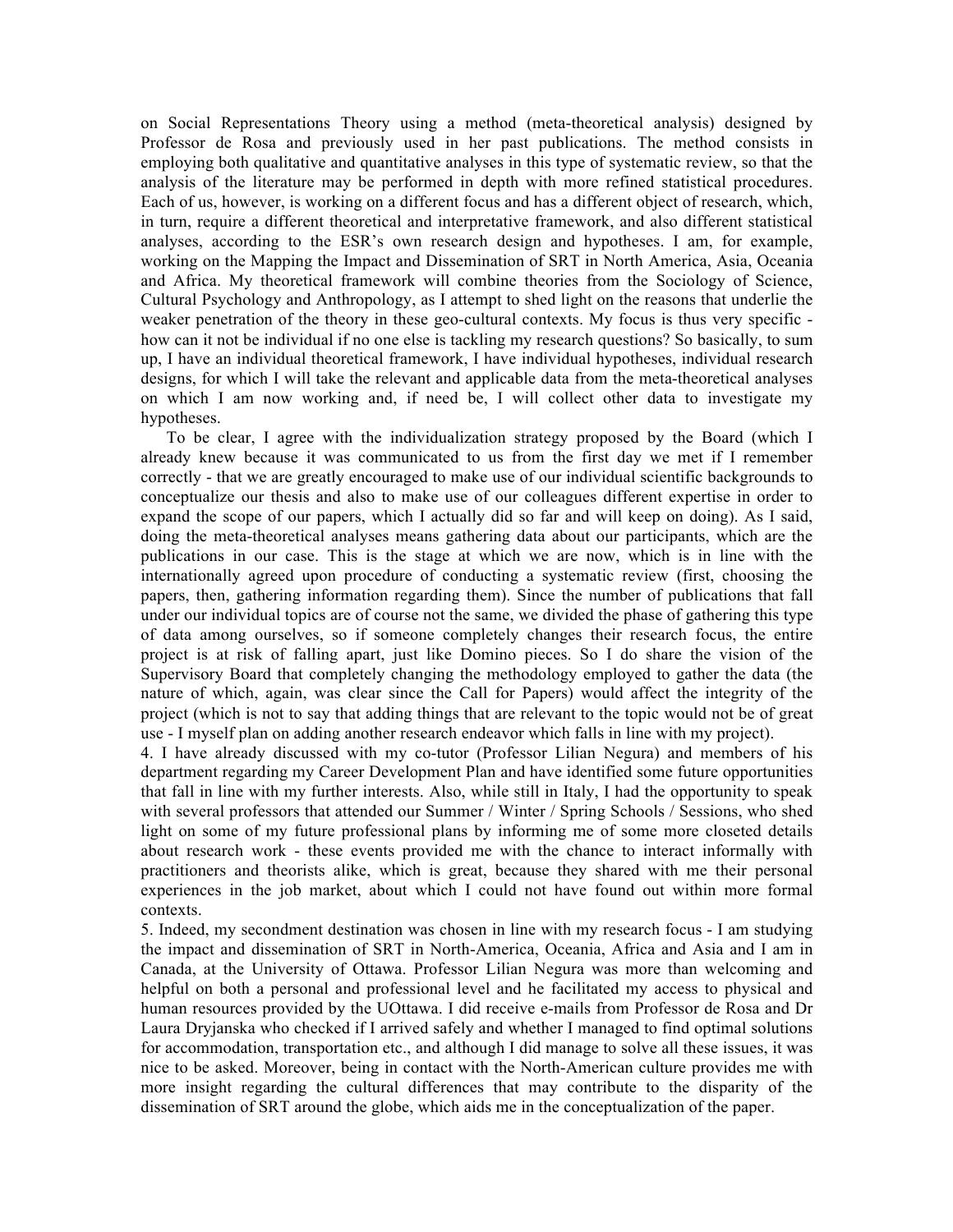on Social Representations Theory using a method (meta-theoretical analysis) designed by Professor de Rosa and previously used in her past publications. The method consists in employing both qualitative and quantitative analyses in this type of systematic review, so that the analysis of the literature may be performed in depth with more refined statistical procedures. Each of us, however, is working on a different focus and has a different object of research, which, in turn, require a different theoretical and interpretative framework, and also different statistical analyses, according to the ESR's own research design and hypotheses. I am, for example, working on the Mapping the Impact and Dissemination of SRT in North America, Asia, Oceania and Africa. My theoretical framework will combine theories from the Sociology of Science, Cultural Psychology and Anthropology, as I attempt to shed light on the reasons that underlie the weaker penetration of the theory in these geo-cultural contexts. My focus is thus very specific - how can it not be individual if no one else is tackling my research questions? So basically, to sum up, I have an individual theoretical framework, I have individual hypotheses, individual research designs, for which I will take the relevant and applicable data from the meta-theoretical analyses on which I am now working and, if need be, I will collect other data to investigate my hypotheses.

To be clear, I agree with the individualization strategy proposed by the Board (which I already knew because it was communicated to us from the first day we met if I remember correctly - that we are greatly encouraged to make use of our individual scientific backgrounds to conceptualize our thesis and also to make use of our colleagues different expertise in order to expand the scope of our papers, which I actually did so far and will keep on doing). As I said, doing the meta-theoretical analyses means gathering data about our participants, which are the publications in our case. This is the stage at which we are now, which is in line with the internationally agreed upon procedure of conducting a systematic review (first, choosing the papers, then, gathering information regarding them). Since the number of publications that fall under our individual topics are of course not the same, we divided the phase of gathering this type of data among ourselves, so if someone completely changes their research focus, the entire project is at risk of falling apart, just like Domino pieces. So I do share the vision of the Supervisory Board that completely changing the methodology employed to gather the data (the nature of which, again, was clear since the Call for Papers) would affect the integrity of the project (which is not to say that adding things that are relevant to the topic would not be of great use - I myself plan on adding another research endeavor which falls in line with my project).

4. I have already discussed with my co-tutor (Professor Lilian Negura) and members of his department regarding my Career Development Plan and have identified some future opportunities that fall in line with my further interests. Also, while still in Italy, I had the opportunity to speak with several professors that attended our Summer / Winter / Spring Schools / Sessions, who shed light on some of my future professional plans by informing me of some more closeted details about research work - these events provided me with the chance to interact informally with practitioners and theorists alike, which is great, because they shared with me their personal experiences in the job market, about which I could not have found out within more formal contexts.

5. Indeed, my secondment destination was chosen in line with my research focus - I am studying the impact and dissemination of SRT in North-America, Oceania, Africa and Asia and I am in Canada, at the University of Ottawa. Professor Lilian Negura was more than welcoming and helpful on both a personal and professional level and he facilitated my access to physical and human resources provided by the UOttawa. I did receive e-mails from Professor de Rosa and Dr Laura Dryjanska who checked if I arrived safely and whether I managed to find optimal solutions for accommodation, transportation etc., and although I did manage to solve all these issues, it was nice to be asked. Moreover, being in contact with the North-American culture provides me with more insight regarding the cultural differences that may contribute to the disparity of the dissemination of SRT around the globe, which aids me in the conceptualization of the paper.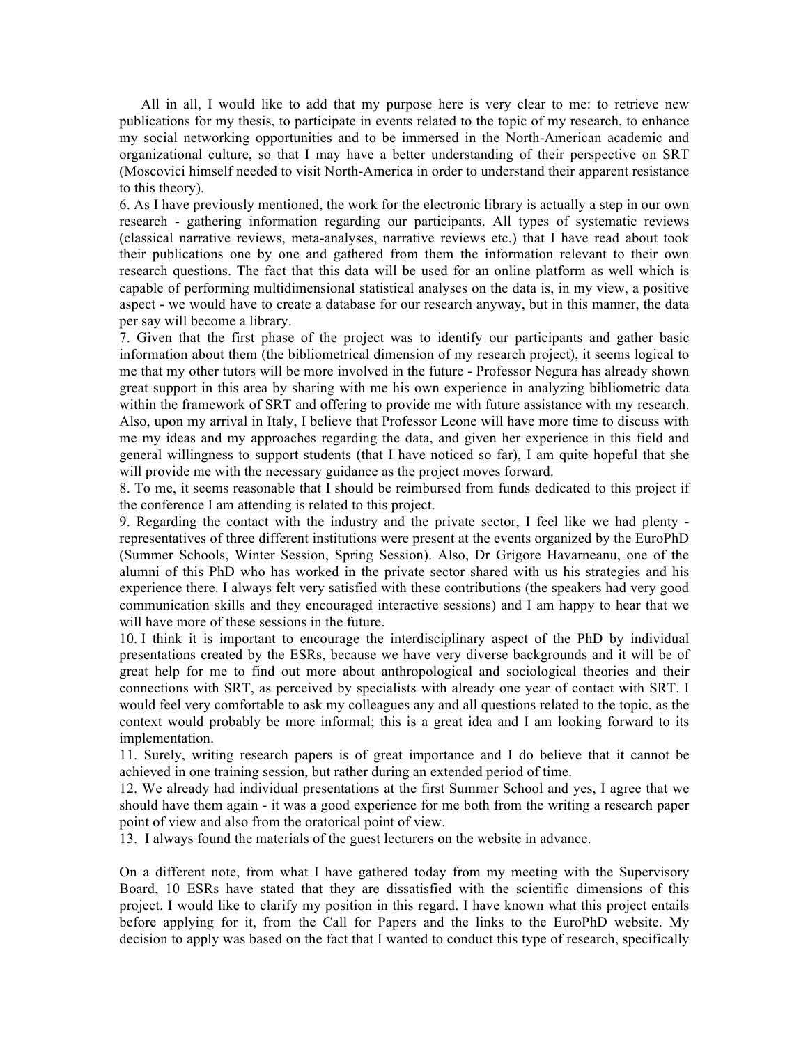All in all, I would like to add that my purpose here is very clear to me: to retrieve new publications for my thesis, to participate in events related to the topic of my research, to enhance my social networking opportunities and to be immersed in the North-American academic and organizational culture, so that I may have a better understanding of their perspective on SRT (Moscovici himself needed to visit North-America in order to understand their apparent resistance to this theory).

6. As I have previously mentioned, the work for the electronic library is actually a step in our own research - gathering information regarding our participants. All types of systematic reviews (classical narrative reviews, meta-analyses, narrative reviews etc.) that I have read about took their publications one by one and gathered from them the information relevant to their own research questions. The fact that this data will be used for an online platform as well which is capable of performing multidimensional statistical analyses on the data is, in my view, a positive aspect - we would have to create a database for our research anyway, but in this manner, the data per say will become a library.

7. Given that the first phase of the project was to identify our participants and gather basic information about them (the bibliometrical dimension of my research project), it seems logical to me that my other tutors will be more involved in the future - Professor Negura has already shown great support in this area by sharing with me his own experience in analyzing bibliometric data within the framework of SRT and offering to provide me with future assistance with my research. Also, upon my arrival in Italy, I believe that Professor Leone will have more time to discuss with me my ideas and my approaches regarding the data, and given her experience in this field and general willingness to support students (that I have noticed so far), I am quite hopeful that she will provide me with the necessary guidance as the project moves forward.

8. To me, it seems reasonable that I should be reimbursed from funds dedicated to this project if the conference I am attending is related to this project.

9. Regarding the contact with the industry and the private sector, I feel like we had plenty - representatives of three different institutions were present at the events organized by the EuroPhD (Summer Schools, Winter Session, Spring Session). Also, Dr Grigore Havarneanu, one of the alumni of this PhD who has worked in the private sector shared with us his strategies and his experience there. I always felt very satisfied with these contributions (the speakers had very good communication skills and they encouraged interactive sessions) and I am happy to hear that we will have more of these sessions in the future.

10. I think it is important to encourage the interdisciplinary aspect of the PhD by individual presentations created by the ESRs, because we have very diverse backgrounds and it will be of great help for me to find out more about anthropological and sociological theories and their connections with SRT, as perceived by specialists with already one year of contact with SRT. I would feel very comfortable to ask my colleagues any and all questions related to the topic, as the context would probably be more informal; this is a great idea and I am looking forward to its implementation.

11. Surely, writing research papers is of great importance and I do believe that it cannot be achieved in one training session, but rather during an extended period of time.

12. We already had individual presentations at the first Summer School and yes, I agree that we should have them again - it was a good experience for me both from the writing a research paper point of view and also from the oratorical point of view.

13. I always found the materials of the guest lecturers on the website in advance.

On a different note, from what I have gathered today from my meeting with the Supervisory Board, 10 ESRs have stated that they are dissatisfied with the scientific dimensions of this project. I would like to clarify my position in this regard. I have known what this project entails before applying for it, from the Call for Papers and the links to the EuroPhD website. My decision to apply was based on the fact that I wanted to conduct this type of research, specifically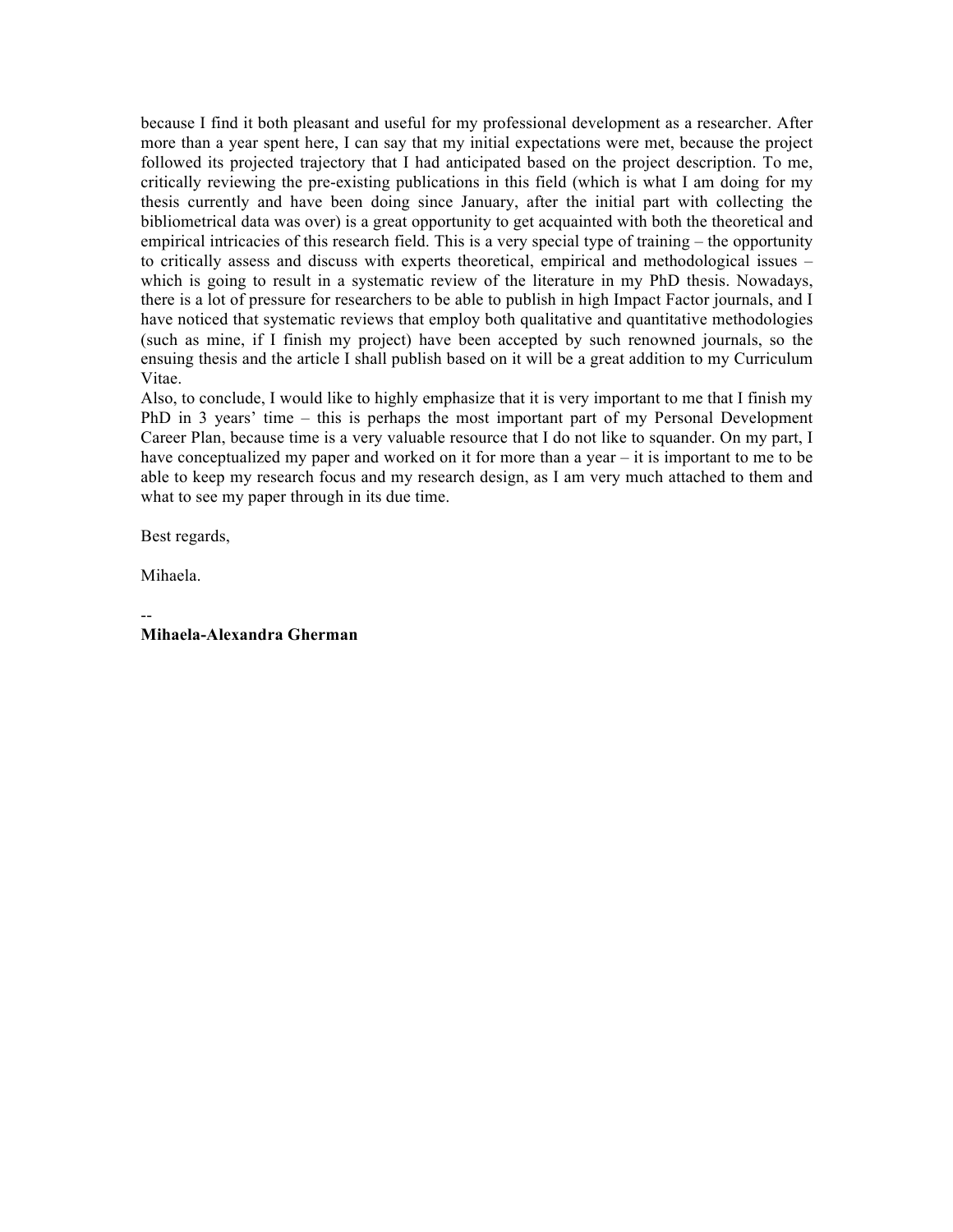because I find it both pleasant and useful for my professional development as a researcher. After more than a year spent here, I can say that my initial expectations were met, because the project followed its projected trajectory that I had anticipated based on the project description. To me, critically reviewing the pre-existing publications in this field (which is what I am doing for my thesis currently and have been doing since January, after the initial part with collecting the bibliometrical data was over) is a great opportunity to get acquainted with both the theoretical and empirical intricacies of this research field. This is a very special type of training – the opportunity to critically assess and discuss with experts theoretical, empirical and methodological issues – which is going to result in a systematic review of the literature in my PhD thesis. Nowadays, there is a lot of pressure for researchers to be able to publish in high Impact Factor journals, and I have noticed that systematic reviews that employ both qualitative and quantitative methodologies (such as mine, if I finish my project) have been accepted by such renowned journals, so the ensuing thesis and the article I shall publish based on it will be a great addition to my Curriculum Vitae.

Also, to conclude, I would like to highly emphasize that it is very important to me that I finish my PhD in 3 years' time – this is perhaps the most important part of my Personal Development Career Plan, because time is a very valuable resource that I do not like to squander. On my part, I have conceptualized my paper and worked on it for more than a year – it is important to me to be able to keep my research focus and my research design, as I am very much attached to them and what to see my paper through in its due time.

Best regards,

Mihaela.

--

**Mihaela-Alexandra Gherman**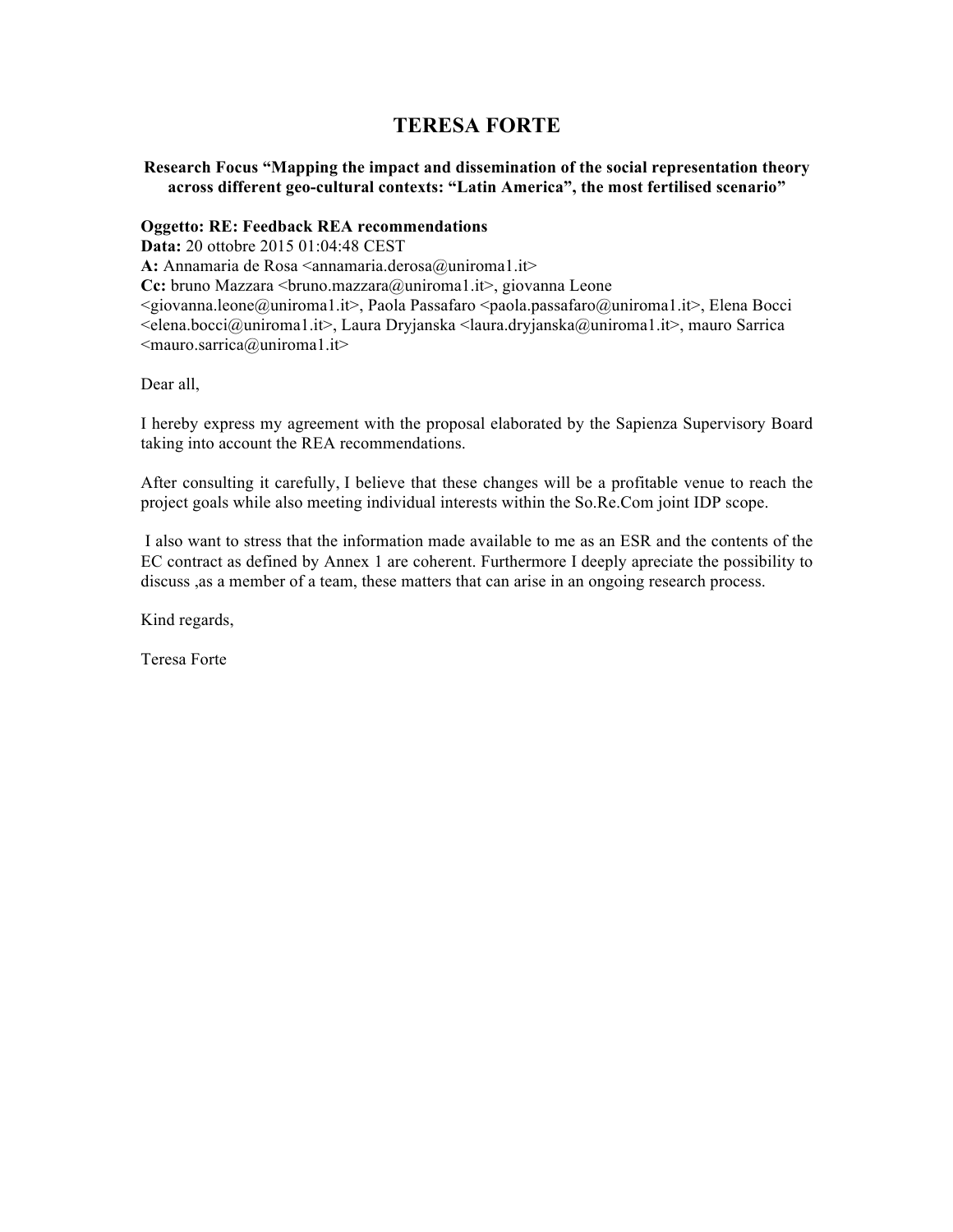# TERESA FORTE

**Research Focus "Mapping the impact and dissemination of the social representation theory across different geo-cultural contexts: "Latin America", the most fertilised scenario"**

**Oggetto: RE: Feedback REA recommendations**
**Data:** 20 ottobre 2015 01:04:48 CEST
**A:** Annamaria de Rosa <annamaria.derosa@uniroma1.it>
**Cc:** bruno Mazzara <bruno.mazzara@uniroma1.it>, giovanna Leone <giovanna.leone@uniroma1.it>, Paola Passafaro <paola.passafaro@uniroma1.it>, Elena Bocci <elena.bocci@uniroma1.it>, Laura Dryjanska <laura.dryjanska@uniroma1.it>, mauro Sarrica <mauro.sarrica@uniroma1.it>

Dear all,

I hereby express my agreement with the proposal elaborated by the Sapienza Supervisory Board taking into account the REA recommendations.

After consulting it carefully, I believe that these changes will be a profitable venue to reach the project goals while also meeting individual interests within the So.Re.Com joint IDP scope.

I also want to stress that the information made available to me as an ESR and the contents of the EC contract as defined by Annex 1 are coherent. Furthermore I deeply apreciate the possibility to discuss ,as a member of a team, these matters that can arise in an ongoing research process.

Kind regards,

Teresa Forte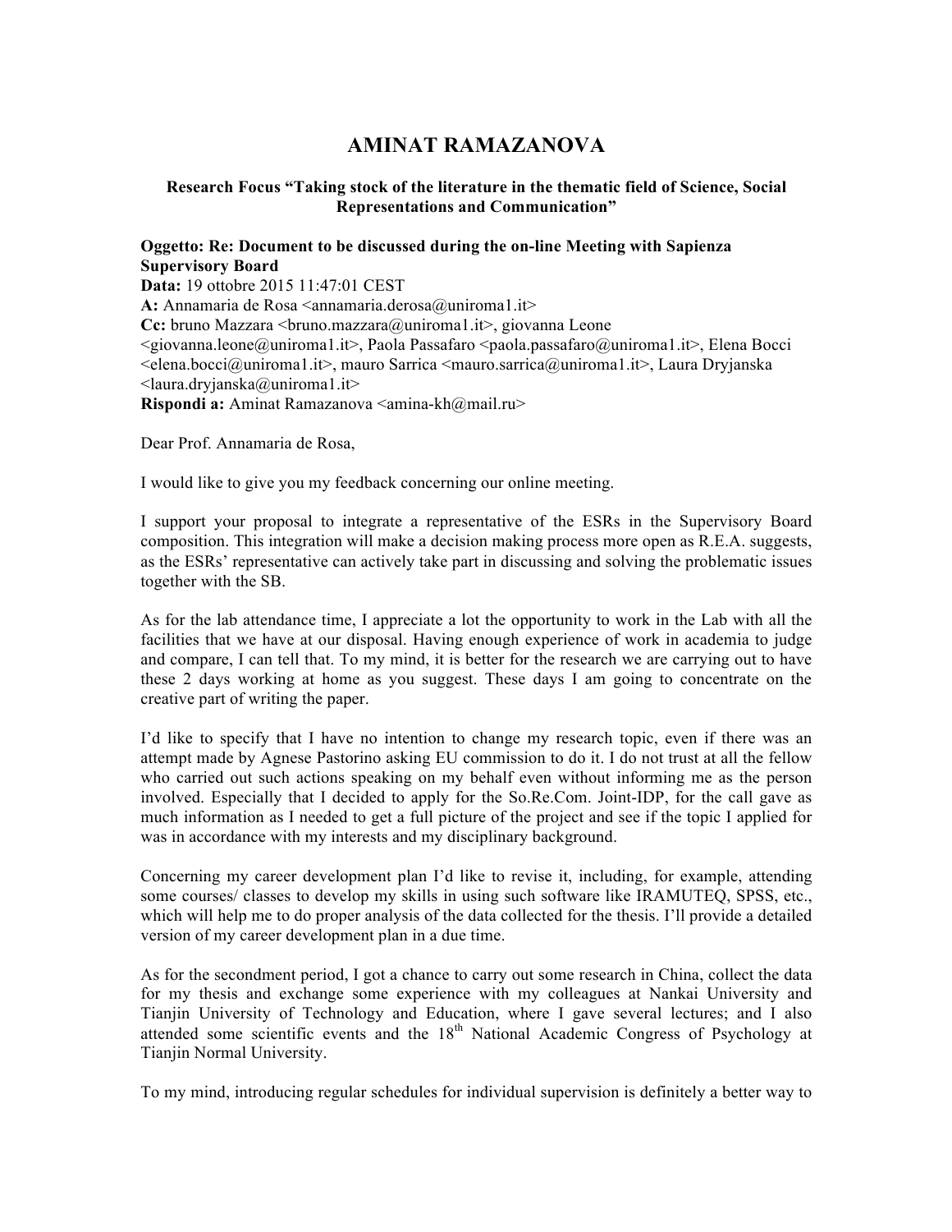# AMINAT RAMAZANOVA

**Research Focus "Taking stock of the literature in the thematic field of Science, Social Representations and Communication"**

**Oggetto: Re: Document to be discussed during the on-line Meeting with Sapienza Supervisory Board**
**Data:** 19 ottobre 2015 11:47:01 CEST
**A:** Annamaria de Rosa <annamaria.derosa@uniroma1.it>
**Cc:** bruno Mazzara <bruno.mazzara@uniroma1.it>, giovanna Leone <giovanna.leone@uniroma1.it>, Paola Passafaro <paola.passafaro@uniroma1.it>, Elena Bocci <elena.bocci@uniroma1.it>, mauro Sarrica <mauro.sarrica@uniroma1.it>, Laura Dryjanska <laura.dryjanska@uniroma1.it>
**Rispondi a:** Aminat Ramazanova <amina-kh@mail.ru>

Dear Prof. Annamaria de Rosa,

I would like to give you my feedback concerning our online meeting.

I support your proposal to integrate a representative of the ESRs in the Supervisory Board composition. This integration will make a decision making process more open as R.E.A. suggests, as the ESRs' representative can actively take part in discussing and solving the problematic issues together with the SB.

As for the lab attendance time, I appreciate a lot the opportunity to work in the Lab with all the facilities that we have at our disposal. Having enough experience of work in academia to judge and compare, I can tell that. To my mind, it is better for the research we are carrying out to have these 2 days working at home as you suggest. These days I am going to concentrate on the creative part of writing the paper.

I'd like to specify that I have no intention to change my research topic, even if there was an attempt made by Agnese Pastorino asking EU commission to do it. I do not trust at all the fellow who carried out such actions speaking on my behalf even without informing me as the person involved. Especially that I decided to apply for the So.Re.Com. Joint-IDP, for the call gave as much information as I needed to get a full picture of the project and see if the topic I applied for was in accordance with my interests and my disciplinary background.

Concerning my career development plan I'd like to revise it, including, for example, attending some courses/ classes to develop my skills in using such software like IRAMUTEQ, SPSS, etc., which will help me to do proper analysis of the data collected for the thesis. I'll provide a detailed version of my career development plan in a due time.

As for the secondment period, I got a chance to carry out some research in China, collect the data for my thesis and exchange some experience with my colleagues at Nankai University and Tianjin University of Technology and Education, where I gave several lectures; and I also attended some scientific events and the 18th National Academic Congress of Psychology at Tianjin Normal University.

To my mind, introducing regular schedules for individual supervision is definitely a better way to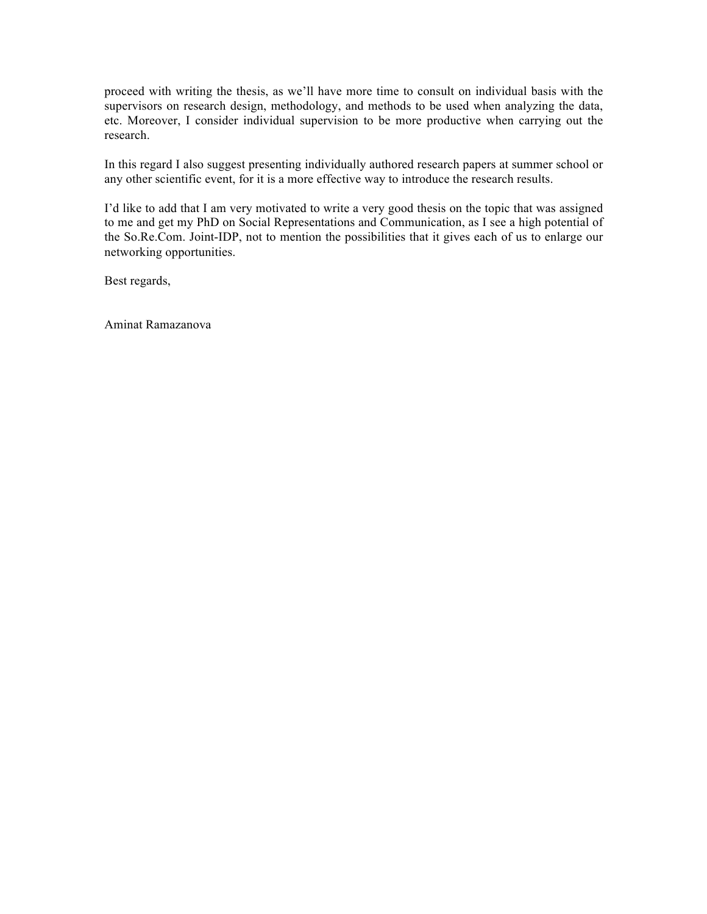proceed with writing the thesis, as we'll have more time to consult on individual basis with the supervisors on research design, methodology, and methods to be used when analyzing the data, etc. Moreover, I consider individual supervision to be more productive when carrying out the research.

In this regard I also suggest presenting individually authored research papers at summer school or any other scientific event, for it is a more effective way to introduce the research results.

I'd like to add that I am very motivated to write a very good thesis on the topic that was assigned to me and get my PhD on Social Representations and Communication, as I see a high potential of the So.Re.Com. Joint-IDP, not to mention the possibilities that it gives each of us to enlarge our networking opportunities.

Best regards,

Aminat Ramazanova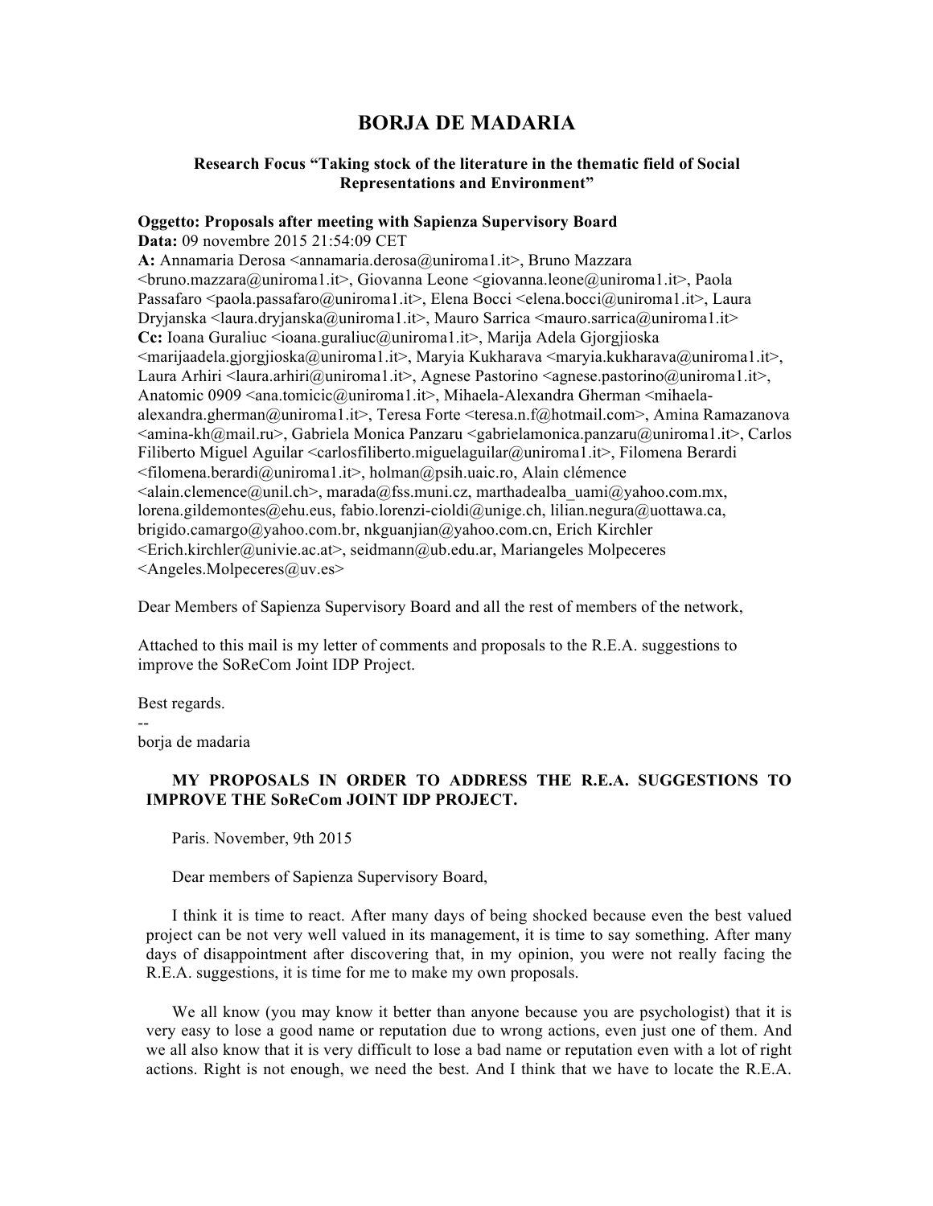# BORJA DE MADARIA

### Research Focus "Taking stock of the literature in the thematic field of Social Representations and Environment"

**Oggetto: Proposals after meeting with Sapienza Supervisory Board**
**Data:** 09 novembre 2015 21:54:09 CET
**A:** Annamaria Derosa <annamaria.derosa@uniroma1.it>, Bruno Mazzara <bruno.mazzara@uniroma1.it>, Giovanna Leone <giovanna.leone@uniroma1.it>, Paola Passafaro <paola.passafaro@uniroma1.it>, Elena Bocci <elena.bocci@uniroma1.it>, Laura Dryjanska <laura.dryjanska@uniroma1.it>, Mauro Sarrica <mauro.sarrica@uniroma1.it>
**Cc:** Ioana Guraliuc <ioana.guraliuc@uniroma1.it>, Marija Adela Gjorgjioska <marijaadela.gjorgjioska@uniroma1.it>, Maryia Kukharava <maryia.kukharava@uniroma1.it>, Laura Arhiri <laura.arhiri@uniroma1.it>, Agnese Pastorino <agnese.pastorino@uniroma1.it>, Anatomic 0909 <ana.tomicic@uniroma1.it>, Mihaela-Alexandra Gherman <mihaela-alexandra.gherman@uniroma1.it>, Teresa Forte <teresa.n.f@hotmail.com>, Amina Ramazanova <amina-kh@mail.ru>, Gabriela Monica Panzaru <gabrielamonica.panzaru@uniroma1.it>, Carlos Filiberto Miguel Aguilar <carlosfiliberto.miguelaguilar@uniroma1.it>, Filomena Berardi <filomena.berardi@uniroma1.it>, holman@psih.uaic.ro, Alain clémence <alain.clemence@unil.ch>, marada@fss.muni.cz, marthadealba_uami@yahoo.com.mx, lorena.gildemontes@ehu.eus, fabio.lorenzi-cioldi@unige.ch, lilian.negura@uottawa.ca, brigido.camargo@yahoo.com.br, nkguanjian@yahoo.com.cn, Erich Kirchler <Erich.kirchler@univie.ac.at>, seidmann@ub.edu.ar, Mariangeles Molpeceres <Angeles.Molpeceres@uv.es>

Dear Members of Sapienza Supervisory Board and all the rest of members of the network,

Attached to this mail is my letter of comments and proposals to the R.E.A. suggestions to improve the SoReCom Joint IDP Project.

Best regards.

--
borja de madaria

**MY PROPOSALS IN ORDER TO ADDRESS THE R.E.A. SUGGESTIONS TO IMPROVE THE SoReCom JOINT IDP PROJECT.**

Paris. November, 9th 2015

Dear members of Sapienza Supervisory Board,

I think it is time to react. After many days of being shocked because even the best valued project can be not very well valued in its management, it is time to say something. After many days of disappointment after discovering that, in my opinion, you were not really facing the R.E.A. suggestions, it is time for me to make my own proposals.

We all know (you may know it better than anyone because you are psychologist) that it is very easy to lose a good name or reputation due to wrong actions, even just one of them. And we all also know that it is very difficult to lose a bad name or reputation even with a lot of right actions. Right is not enough, we need the best. And I think that we have to locate the R.E.A.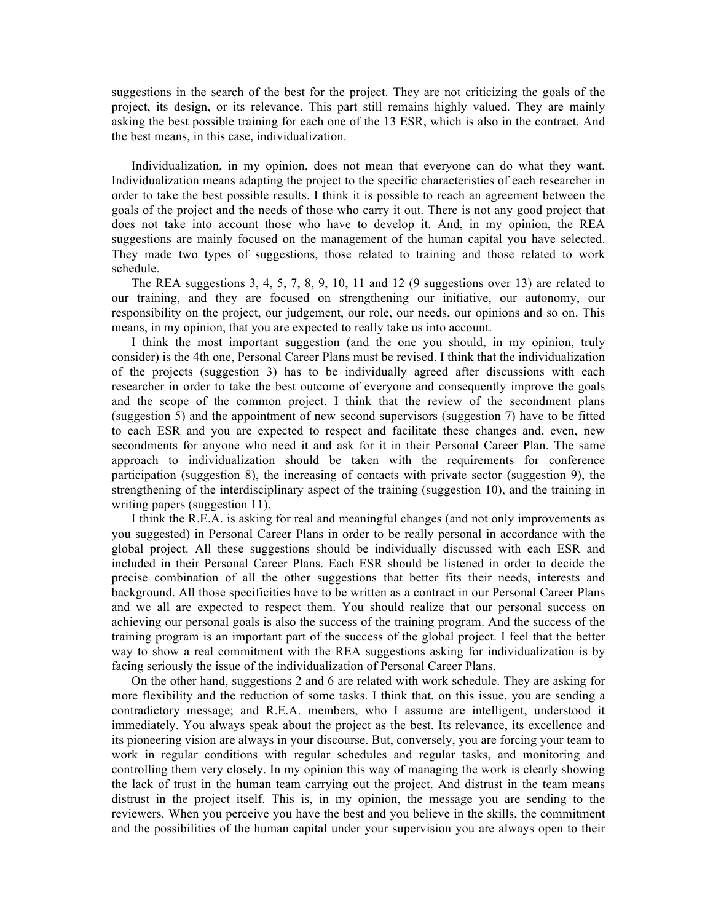suggestions in the search of the best for the project. They are not criticizing the goals of the project, its design, or its relevance. This part still remains highly valued. They are mainly asking the best possible training for each one of the 13 ESR, which is also in the contract. And the best means, in this case, individualization.

Individualization, in my opinion, does not mean that everyone can do what they want. Individualization means adapting the project to the specific characteristics of each researcher in order to take the best possible results. I think it is possible to reach an agreement between the goals of the project and the needs of those who carry it out. There is not any good project that does not take into account those who have to develop it. And, in my opinion, the REA suggestions are mainly focused on the management of the human capital you have selected. They made two types of suggestions, those related to training and those related to work schedule.

The REA suggestions 3, 4, 5, 7, 8, 9, 10, 11 and 12 (9 suggestions over 13) are related to our training, and they are focused on strengthening our initiative, our autonomy, our responsibility on the project, our judgement, our role, our needs, our opinions and so on. This means, in my opinion, that you are expected to really take us into account.

I think the most important suggestion (and the one you should, in my opinion, truly consider) is the 4th one, Personal Career Plans must be revised. I think that the individualization of the projects (suggestion 3) has to be individually agreed after discussions with each researcher in order to take the best outcome of everyone and consequently improve the goals and the scope of the common project. I think that the review of the secondment plans (suggestion 5) and the appointment of new second supervisors (suggestion 7) have to be fitted to each ESR and you are expected to respect and facilitate these changes and, even, new secondments for anyone who need it and ask for it in their Personal Career Plan. The same approach to individualization should be taken with the requirements for conference participation (suggestion 8), the increasing of contacts with private sector (suggestion 9), the strengthening of the interdisciplinary aspect of the training (suggestion 10), and the training in writing papers (suggestion 11).

I think the R.E.A. is asking for real and meaningful changes (and not only improvements as you suggested) in Personal Career Plans in order to be really personal in accordance with the global project. All these suggestions should be individually discussed with each ESR and included in their Personal Career Plans. Each ESR should be listened in order to decide the precise combination of all the other suggestions that better fits their needs, interests and background. All those specificities have to be written as a contract in our Personal Career Plans and we all are expected to respect them. You should realize that our personal success on achieving our personal goals is also the success of the training program. And the success of the training program is an important part of the success of the global project. I feel that the better way to show a real commitment with the REA suggestions asking for individualization is by facing seriously the issue of the individualization of Personal Career Plans.

On the other hand, suggestions 2 and 6 are related with work schedule. They are asking for more flexibility and the reduction of some tasks. I think that, on this issue, you are sending a contradictory message; and R.E.A. members, who I assume are intelligent, understood it immediately. You always speak about the project as the best. Its relevance, its excellence and its pioneering vision are always in your discourse. But, conversely, you are forcing your team to work in regular conditions with regular schedules and regular tasks, and monitoring and controlling them very closely. In my opinion this way of managing the work is clearly showing the lack of trust in the human team carrying out the project. And distrust in the team means distrust in the project itself. This is, in my opinion, the message you are sending to the reviewers. When you perceive you have the best and you believe in the skills, the commitment and the possibilities of the human capital under your supervision you are always open to their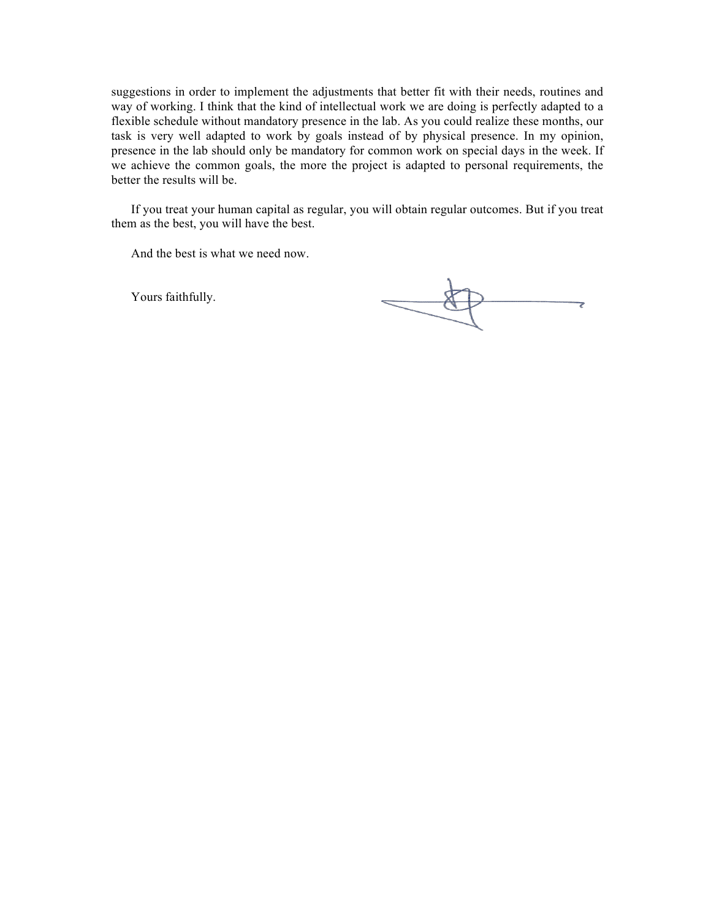suggestions in order to implement the adjustments that better fit with their needs, routines and way of working. I think that the kind of intellectual work we are doing is perfectly adapted to a flexible schedule without mandatory presence in the lab. As you could realize these months, our task is very well adapted to work by goals instead of by physical presence. In my opinion, presence in the lab should only be mandatory for common work on special days in the week. If we achieve the common goals, the more the project is adapted to personal requirements, the better the results will be.

If you treat your human capital as regular, you will obtain regular outcomes. But if you treat them as the best, you will have the best.

And the best is what we need now.

Yours faithfully.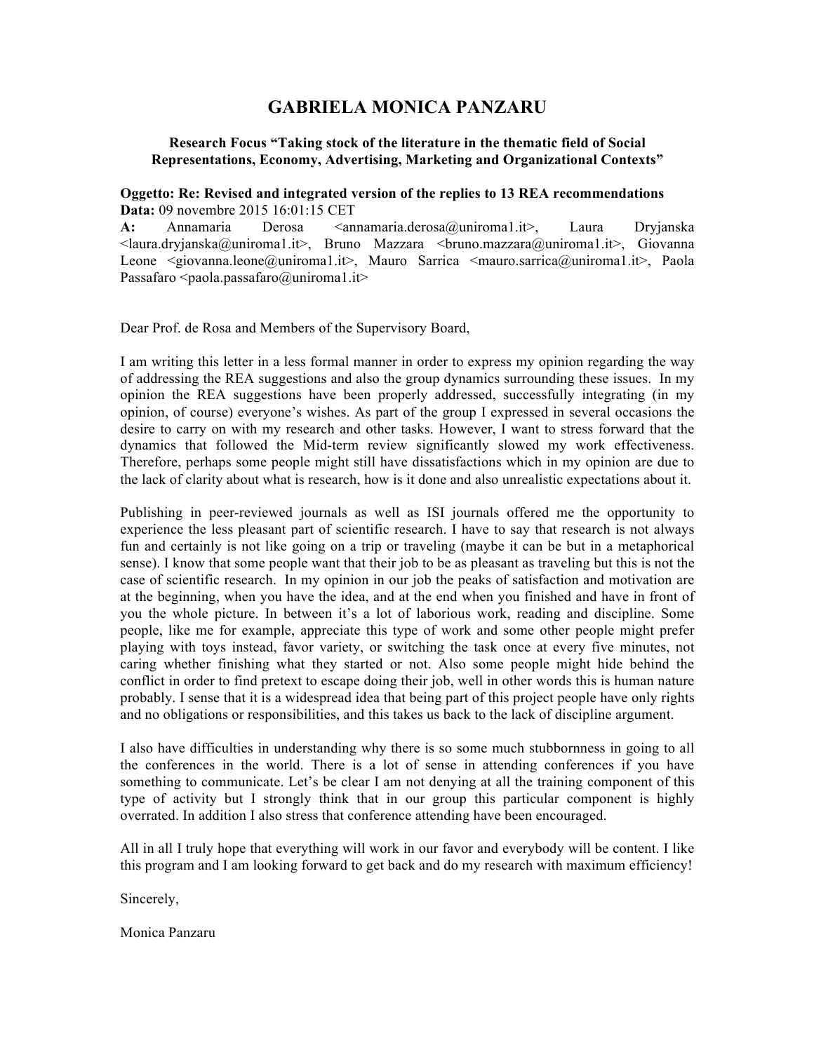# GABRIELA MONICA PANZARU

**Research Focus "Taking stock of the literature in the thematic field of Social Representations, Economy, Advertising, Marketing and Organizational Contexts"**

**Oggetto: Re: Revised and integrated version of the replies to 13 REA recommendations**
**Data:** 09 novembre 2015 16:01:15 CET
**A:** Annamaria Derosa <annamaria.derosa@uniroma1.it>, Laura Dryjanska <laura.dryjanska@uniroma1.it>, Bruno Mazzara <bruno.mazzara@uniroma1.it>, Giovanna Leone <giovanna.leone@uniroma1.it>, Mauro Sarrica <mauro.sarrica@uniroma1.it>, Paola Passafaro <paola.passafaro@uniroma1.it>

Dear Prof. de Rosa and Members of the Supervisory Board,

I am writing this letter in a less formal manner in order to express my opinion regarding the way of addressing the REA suggestions and also the group dynamics surrounding these issues. In my opinion the REA suggestions have been properly addressed, successfully integrating (in my opinion, of course) everyone's wishes. As part of the group I expressed in several occasions the desire to carry on with my research and other tasks. However, I want to stress forward that the dynamics that followed the Mid-term review significantly slowed my work effectiveness. Therefore, perhaps some people might still have dissatisfactions which in my opinion are due to the lack of clarity about what is research, how is it done and also unrealistic expectations about it.

Publishing in peer-reviewed journals as well as ISI journals offered me the opportunity to experience the less pleasant part of scientific research. I have to say that research is not always fun and certainly is not like going on a trip or traveling (maybe it can be but in a metaphorical sense). I know that some people want that their job to be as pleasant as traveling but this is not the case of scientific research. In my opinion in our job the peaks of satisfaction and motivation are at the beginning, when you have the idea, and at the end when you finished and have in front of you the whole picture. In between it's a lot of laborious work, reading and discipline. Some people, like me for example, appreciate this type of work and some other people might prefer playing with toys instead, favor variety, or switching the task once at every five minutes, not caring whether finishing what they started or not. Also some people might hide behind the conflict in order to find pretext to escape doing their job, well in other words this is human nature probably. I sense that it is a widespread idea that being part of this project people have only rights and no obligations or responsibilities, and this takes us back to the lack of discipline argument.

I also have difficulties in understanding why there is so some much stubbornness in going to all the conferences in the world. There is a lot of sense in attending conferences if you have something to communicate. Let's be clear I am not denying at all the training component of this type of activity but I strongly think that in our group this particular component is highly overrated. In addition I also stress that conference attending have been encouraged.

All in all I truly hope that everything will work in our favor and everybody will be content. I like this program and I am looking forward to get back and do my research with maximum efficiency!

Sincerely,

Monica Panzaru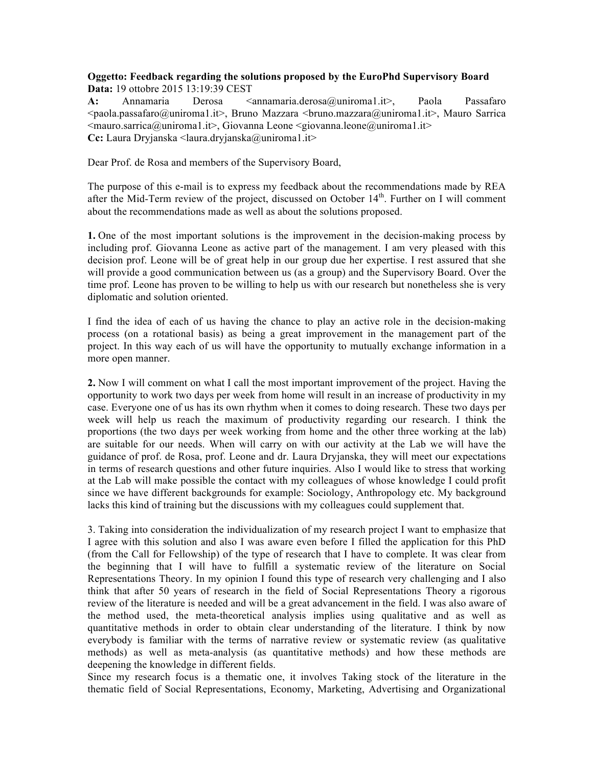**Oggetto: Feedback regarding the solutions proposed by the EuroPhd Supervisory Board**
**Data:** 19 ottobre 2015 13:19:39 CEST
**A:** Annamaria Derosa <annamaria.derosa@uniroma1.it>, Paola Passafaro <paola.passafaro@uniroma1.it>, Bruno Mazzara <bruno.mazzara@uniroma1.it>, Mauro Sarrica <mauro.sarrica@uniroma1.it>, Giovanna Leone <giovanna.leone@uniroma1.it>
**Cc:** Laura Dryjanska <laura.dryjanska@uniroma1.it>

Dear Prof. de Rosa and members of the Supervisory Board,

The purpose of this e-mail is to express my feedback about the recommendations made by REA after the Mid-Term review of the project, discussed on October 14th. Further on I will comment about the recommendations made as well as about the solutions proposed.

**1.** One of the most important solutions is the improvement in the decision-making process by including prof. Giovanna Leone as active part of the management. I am very pleased with this decision prof. Leone will be of great help in our group due her expertise. I rest assured that she will provide a good communication between us (as a group) and the Supervisory Board. Over the time prof. Leone has proven to be willing to help us with our research but nonetheless she is very diplomatic and solution oriented.

I find the idea of each of us having the chance to play an active role in the decision-making process (on a rotational basis) as being a great improvement in the management part of the project. In this way each of us will have the opportunity to mutually exchange information in a more open manner.

**2.** Now I will comment on what I call the most important improvement of the project. Having the opportunity to work two days per week from home will result in an increase of productivity in my case. Everyone one of us has its own rhythm when it comes to doing research. These two days per week will help us reach the maximum of productivity regarding our research. I think the proportions (the two days per week working from home and the other three working at the lab) are suitable for our needs. When will carry on with our activity at the Lab we will have the guidance of prof. de Rosa, prof. Leone and dr. Laura Dryjanska, they will meet our expectations in terms of research questions and other future inquiries. Also I would like to stress that working at the Lab will make possible the contact with my colleagues of whose knowledge I could profit since we have different backgrounds for example: Sociology, Anthropology etc. My background lacks this kind of training but the discussions with my colleagues could supplement that.

3. Taking into consideration the individualization of my research project I want to emphasize that I agree with this solution and also I was aware even before I filled the application for this PhD (from the Call for Fellowship) of the type of research that I have to complete. It was clear from the beginning that I will have to fulfill a systematic review of the literature on Social Representations Theory. In my opinion I found this type of research very challenging and I also think that after 50 years of research in the field of Social Representations Theory a rigorous review of the literature is needed and will be a great advancement in the field. I was also aware of the method used, the meta-theoretical analysis implies using qualitative and as well as quantitative methods in order to obtain clear understanding of the literature. I think by now everybody is familiar with the terms of narrative review or systematic review (as qualitative methods) as well as meta-analysis (as quantitative methods) and how these methods are deepening the knowledge in different fields.
Since my research focus is a thematic one, it involves Taking stock of the literature in the thematic field of Social Representations, Economy, Marketing, Advertising and Organizational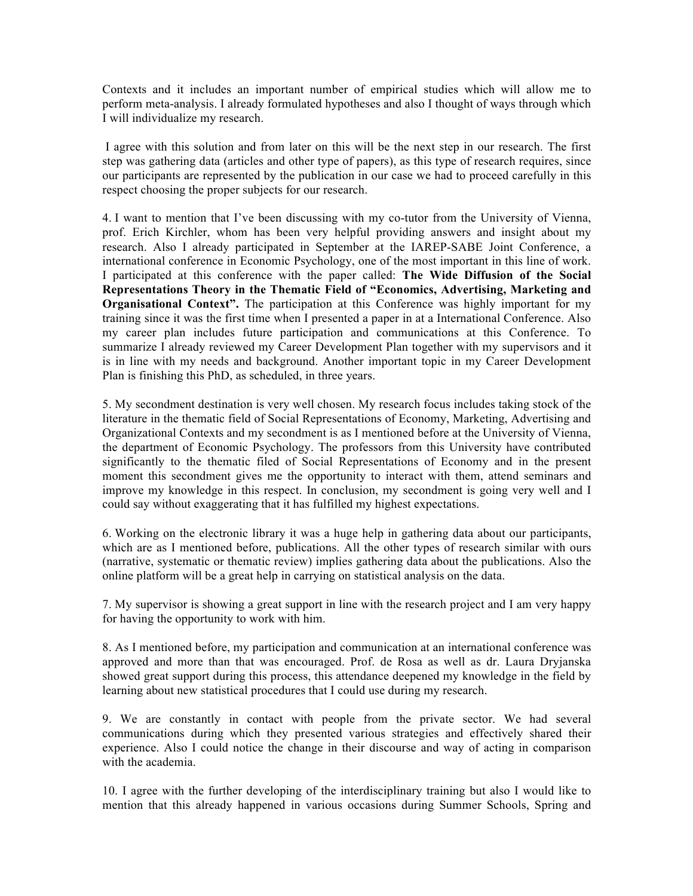Contexts and it includes an important number of empirical studies which will allow me to perform meta-analysis. I already formulated hypotheses and also I thought of ways through which I will individualize my research.

I agree with this solution and from later on this will be the next step in our research. The first step was gathering data (articles and other type of papers), as this type of research requires, since our participants are represented by the publication in our case we had to proceed carefully in this respect choosing the proper subjects for our research.

4. I want to mention that I've been discussing with my co-tutor from the University of Vienna, prof. Erich Kirchler, whom has been very helpful providing answers and insight about my research. Also I already participated in September at the IAREP-SABE Joint Conference, a international conference in Economic Psychology, one of the most important in this line of work. I participated at this conference with the paper called: **The Wide Diffusion of the Social Representations Theory in the Thematic Field of "Economics, Advertising, Marketing and Organisational Context".** The participation at this Conference was highly important for my training since it was the first time when I presented a paper in at a International Conference. Also my career plan includes future participation and communications at this Conference. To summarize I already reviewed my Career Development Plan together with my supervisors and it is in line with my needs and background. Another important topic in my Career Development Plan is finishing this PhD, as scheduled, in three years.

5. My secondment destination is very well chosen. My research focus includes taking stock of the literature in the thematic field of Social Representations of Economy, Marketing, Advertising and Organizational Contexts and my secondment is as I mentioned before at the University of Vienna, the department of Economic Psychology. The professors from this University have contributed significantly to the thematic filed of Social Representations of Economy and in the present moment this secondment gives me the opportunity to interact with them, attend seminars and improve my knowledge in this respect. In conclusion, my secondment is going very well and I could say without exaggerating that it has fulfilled my highest expectations.

6. Working on the electronic library it was a huge help in gathering data about our participants, which are as I mentioned before, publications. All the other types of research similar with ours (narrative, systematic or thematic review) implies gathering data about the publications. Also the online platform will be a great help in carrying on statistical analysis on the data.

7. My supervisor is showing a great support in line with the research project and I am very happy for having the opportunity to work with him.

8. As I mentioned before, my participation and communication at an international conference was approved and more than that was encouraged. Prof. de Rosa as well as dr. Laura Dryjanska showed great support during this process, this attendance deepened my knowledge in the field by learning about new statistical procedures that I could use during my research.

9. We are constantly in contact with people from the private sector. We had several communications during which they presented various strategies and effectively shared their experience. Also I could notice the change in their discourse and way of acting in comparison with the academia.

10. I agree with the further developing of the interdisciplinary training but also I would like to mention that this already happened in various occasions during Summer Schools, Spring and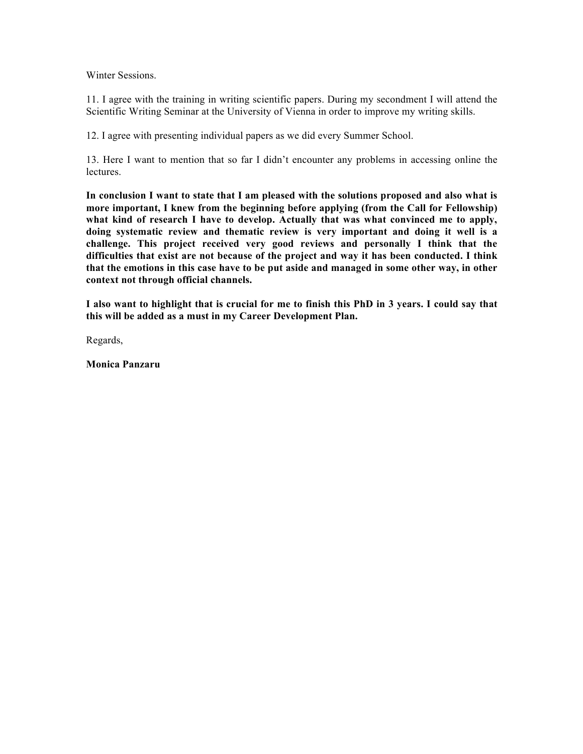Winter Sessions.

11. I agree with the training in writing scientific papers. During my secondment I will attend the Scientific Writing Seminar at the University of Vienna in order to improve my writing skills.

12. I agree with presenting individual papers as we did every Summer School.

13. Here I want to mention that so far I didn't encounter any problems in accessing online the lectures.

**In conclusion I want to state that I am pleased with the solutions proposed and also what is more important, I knew from the beginning before applying (from the Call for Fellowship) what kind of research I have to develop. Actually that was what convinced me to apply, doing systematic review and thematic review is very important and doing it well is a challenge. This project received very good reviews and personally I think that the difficulties that exist are not because of the project and way it has been conducted. I think that the emotions in this case have to be put aside and managed in some other way, in other context not through official channels.**

**I also want to highlight that is crucial for me to finish this PhD in 3 years. I could say that this will be added as a must in my Career Development Plan.**

Regards,

**Monica Panzaru**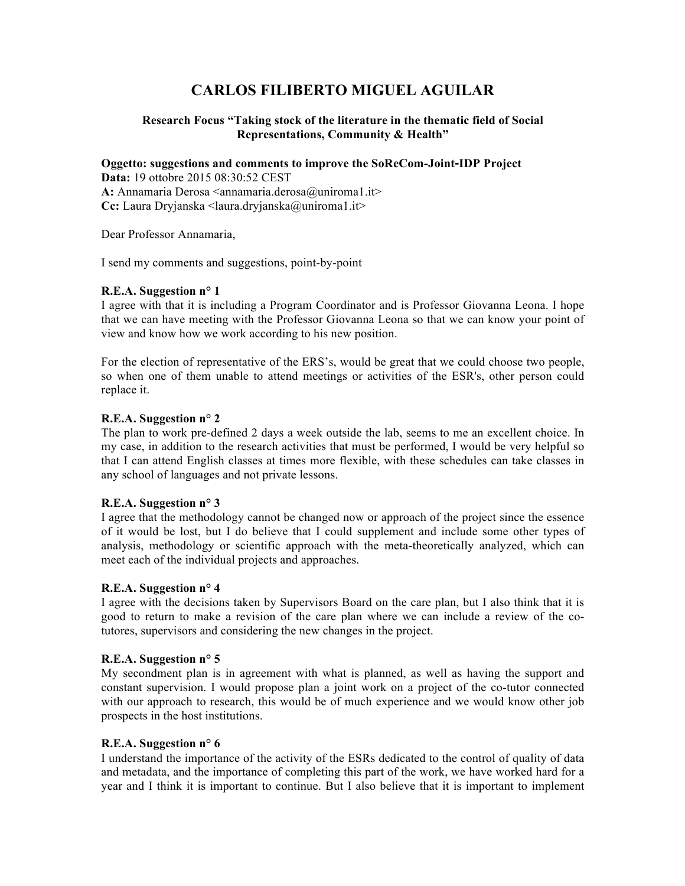# CARLOS FILIBERTO MIGUEL AGUILAR

**Research Focus "Taking stock of the literature in the thematic field of Social Representations, Community & Health"**

**Oggetto: suggestions and comments to improve the SoReCom-Joint-IDP Project**
**Data:** 19 ottobre 2015 08:30:52 CEST
**A:** Annamaria Derosa <annamaria.derosa@uniroma1.it>
**Cc:** Laura Dryjanska <laura.dryjanska@uniroma1.it>

Dear Professor Annamaria,

I send my comments and suggestions, point-by-point

**R.E.A. Suggestion n° 1**
I agree with that it is including a Program Coordinator and is Professor Giovanna Leona. I hope that we can have meeting with the Professor Giovanna Leona so that we can know your point of view and know how we work according to his new position.

For the election of representative of the ERS's, would be great that we could choose two people, so when one of them unable to attend meetings or activities of the ESR's, other person could replace it.

**R.E.A. Suggestion n° 2**
The plan to work pre-defined 2 days a week outside the lab, seems to me an excellent choice. In my case, in addition to the research activities that must be performed, I would be very helpful so that I can attend English classes at times more flexible, with these schedules can take classes in any school of languages and not private lessons.

**R.E.A. Suggestion n° 3**
I agree that the methodology cannot be changed now or approach of the project since the essence of it would be lost, but I do believe that I could supplement and include some other types of analysis, methodology or scientific approach with the meta-theoretically analyzed, which can meet each of the individual projects and approaches.

**R.E.A. Suggestion n° 4**
I agree with the decisions taken by Supervisors Board on the care plan, but I also think that it is good to return to make a revision of the care plan where we can include a review of the co-tutores, supervisors and considering the new changes in the project.

**R.E.A. Suggestion n° 5**
My secondment plan is in agreement with what is planned, as well as having the support and constant supervision. I would propose plan a joint work on a project of the co-tutor connected with our approach to research, this would be of much experience and we would know other job prospects in the host institutions.

**R.E.A. Suggestion n° 6**
I understand the importance of the activity of the ESRs dedicated to the control of quality of data and metadata, and the importance of completing this part of the work, we have worked hard for a year and I think it is important to continue. But I also believe that it is important to implement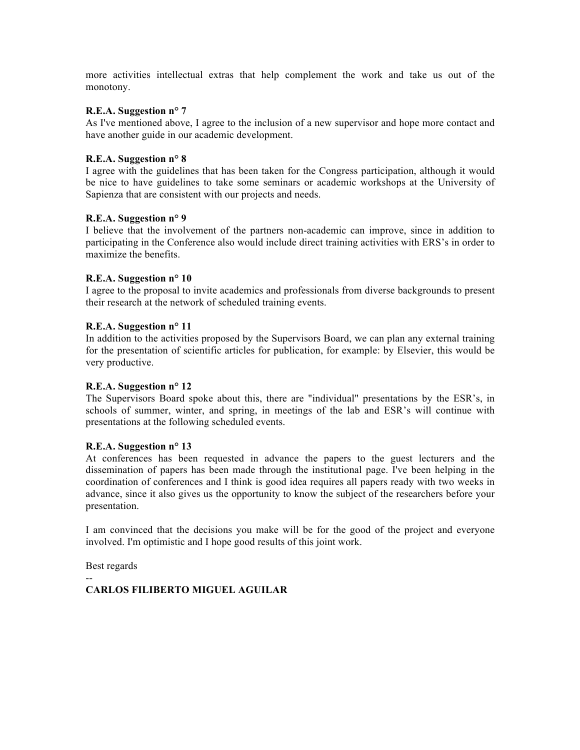more activities intellectual extras that help complement the work and take us out of the monotony.

**R.E.A. Suggestion n° 7**
As I've mentioned above, I agree to the inclusion of a new supervisor and hope more contact and have another guide in our academic development.

**R.E.A. Suggestion n° 8**
I agree with the guidelines that has been taken for the Congress participation, although it would be nice to have guidelines to take some seminars or academic workshops at the University of Sapienza that are consistent with our projects and needs.

**R.E.A. Suggestion n° 9**
I believe that the involvement of the partners non-academic can improve, since in addition to participating in the Conference also would include direct training activities with ERS's in order to maximize the benefits.

**R.E.A. Suggestion n° 10**
I agree to the proposal to invite academics and professionals from diverse backgrounds to present their research at the network of scheduled training events.

**R.E.A. Suggestion n° 11**
In addition to the activities proposed by the Supervisors Board, we can plan any external training for the presentation of scientific articles for publication, for example: by Elsevier, this would be very productive.

**R.E.A. Suggestion n° 12**
The Supervisors Board spoke about this, there are "individual" presentations by the ESR's, in schools of summer, winter, and spring, in meetings of the lab and ESR's will continue with presentations at the following scheduled events.

**R.E.A. Suggestion n° 13**
At conferences has been requested in advance the papers to the guest lecturers and the dissemination of papers has been made through the institutional page. I've been helping in the coordination of conferences and I think is good idea requires all papers ready with two weeks in advance, since it also gives us the opportunity to know the subject of the researchers before your presentation.

I am convinced that the decisions you make will be for the good of the project and everyone involved. I'm optimistic and I hope good results of this joint work.

Best regards

--
**CARLOS FILIBERTO MIGUEL AGUILAR**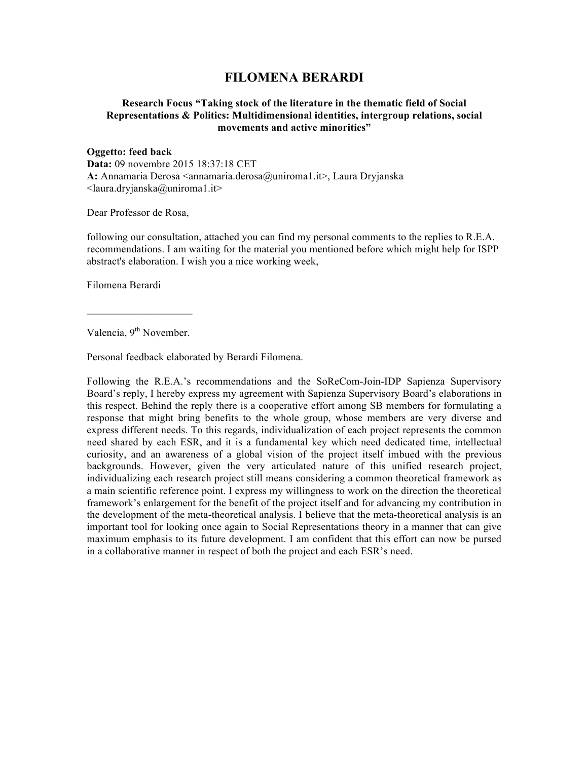# FILOMENA BERARDI

**Research Focus "Taking stock of the literature in the thematic field of Social Representations & Politics: Multidimensional identities, intergroup relations, social movements and active minorities"**

**Oggetto:** feed back
**Data:** 09 novembre 2015 18:37:18 CET
**A:** Annamaria Derosa <annamaria.derosa@uniroma1.it>, Laura Dryjanska <laura.dryjanska@uniroma1.it>

Dear Professor de Rosa,

following our consultation, attached you can find my personal comments to the replies to R.E.A. recommendations. I am waiting for the material you mentioned before which might help for ISPP abstract's elaboration. I wish you a nice working week,

Filomena Berardi

---

Valencia, 9th November.

Personal feedback elaborated by Berardi Filomena.

Following the R.E.A.'s recommendations and the SoReCom-Join-IDP Sapienza Supervisory Board's reply, I hereby express my agreement with Sapienza Supervisory Board's elaborations in this respect. Behind the reply there is a cooperative effort among SB members for formulating a response that might bring benefits to the whole group, whose members are very diverse and express different needs. To this regards, individualization of each project represents the common need shared by each ESR, and it is a fundamental key which need dedicated time, intellectual curiosity, and an awareness of a global vision of the project itself imbued with the previous backgrounds. However, given the very articulated nature of this unified research project, individualizing each research project still means considering a common theoretical framework as a main scientific reference point. I express my willingness to work on the direction the theoretical framework's enlargement for the benefit of the project itself and for advancing my contribution in the development of the meta-theoretical analysis. I believe that the meta-theoretical analysis is an important tool for looking once again to Social Representations theory in a manner that can give maximum emphasis to its future development. I am confident that this effort can now be pursed in a collaborative manner in respect of both the project and each ESR's need.